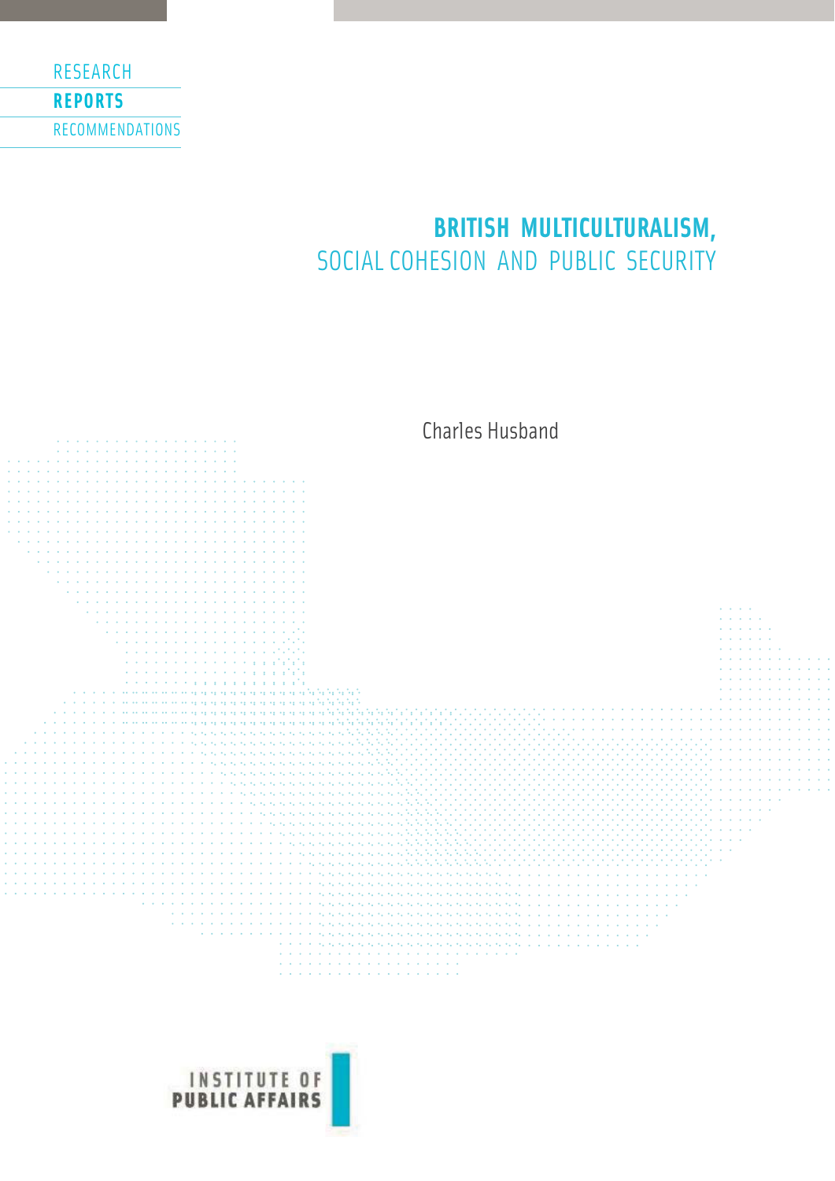RESEARCH

**REPORTS**

RECOMMENDATIONS

# BRITISH MULTICULTURALISM,
## SOCIAL COHESION AND PUBLIC SECURITY

Charles Husband

INSTITUTE OF
**PUBLIC AFFAIRS**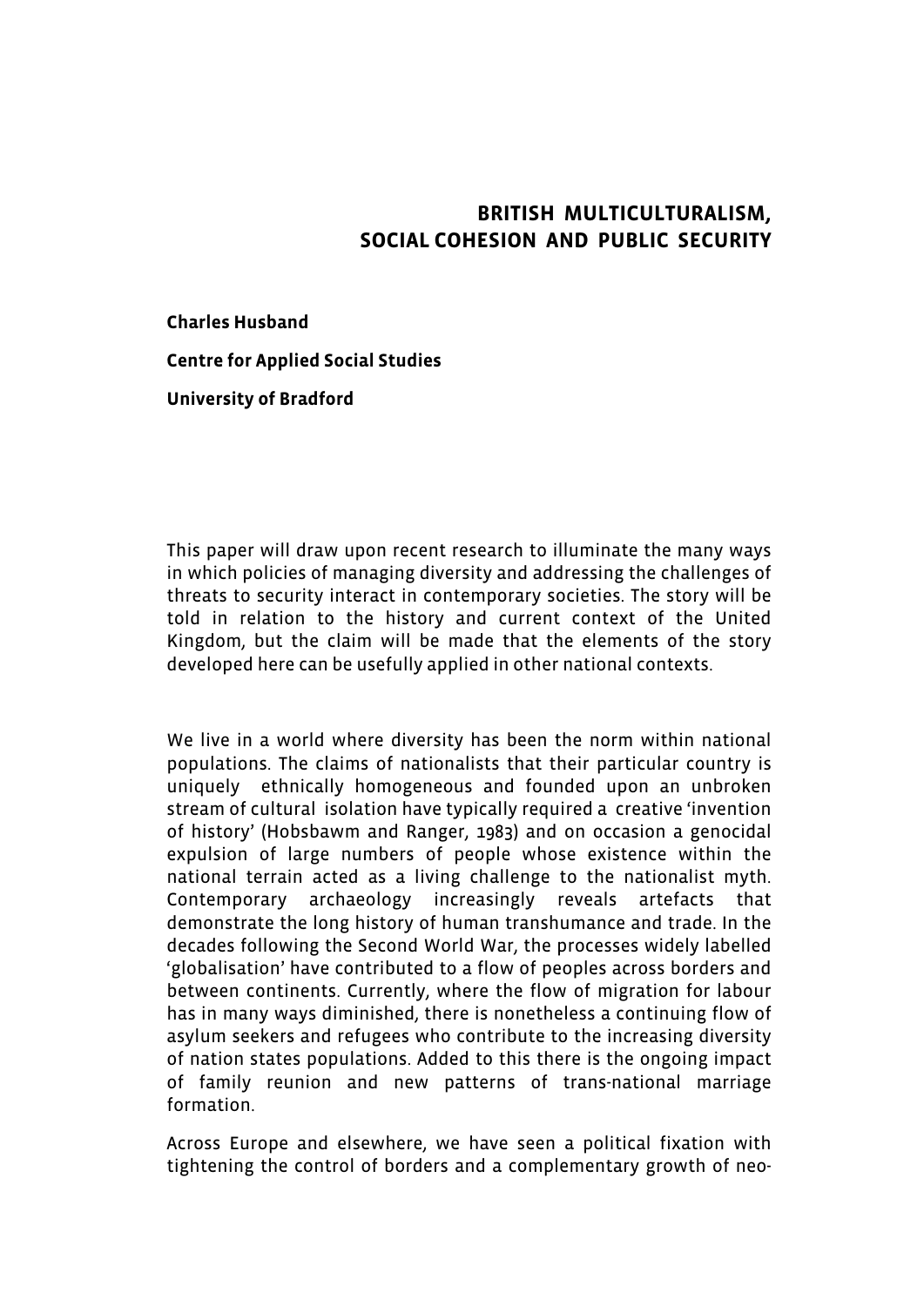# BRITISH MULTICULTURALISM, SOCIAL COHESION AND PUBLIC SECURITY

**Charles Husband**

**Centre for Applied Social Studies**

**University of Bradford**

This paper will draw upon recent research to illuminate the many ways in which policies of managing diversity and addressing the challenges of threats to security interact in contemporary societies. The story will be told in relation to the history and current context of the United Kingdom, but the claim will be made that the elements of the story developed here can be usefully applied in other national contexts.

We live in a world where diversity has been the norm within national populations. The claims of nationalists that their particular country is uniquely ethnically homogeneous and founded upon an unbroken stream of cultural isolation have typically required a creative 'invention of history' (Hobsbawm and Ranger, 1983) and on occasion a genocidal expulsion of large numbers of people whose existence within the national terrain acted as a living challenge to the nationalist myth. Contemporary archaeology increasingly reveals artefacts that demonstrate the long history of human transhumance and trade. In the decades following the Second World War, the processes widely labelled 'globalisation' have contributed to a flow of peoples across borders and between continents. Currently, where the flow of migration for labour has in many ways diminished, there is nonetheless a continuing flow of asylum seekers and refugees who contribute to the increasing diversity of nation states populations. Added to this there is the ongoing impact of family reunion and new patterns of trans-national marriage formation.

Across Europe and elsewhere, we have seen a political fixation with tightening the control of borders and a complementary growth of neo-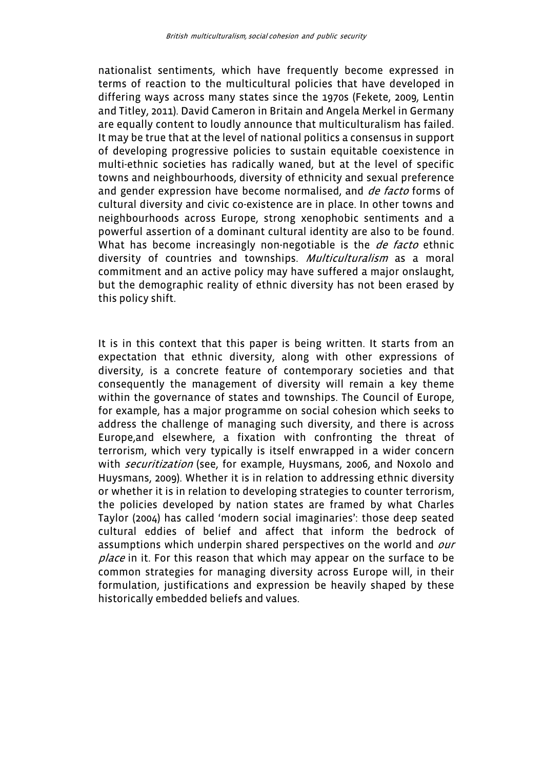nationalist sentiments, which have frequently become expressed in terms of reaction to the multicultural policies that have developed in differing ways across many states since the 1970s (Fekete, 2009, Lentin and Titley, 2011). David Cameron in Britain and Angela Merkel in Germany are equally content to loudly announce that multiculturalism has failed. It may be true that at the level of national politics a consensus in support of developing progressive policies to sustain equitable coexistence in multi-ethnic societies has radically waned, but at the level of specific towns and neighbourhoods, diversity of ethnicity and sexual preference and gender expression have become normalised, and *de facto* forms of cultural diversity and civic co-existence are in place. In other towns and neighbourhoods across Europe, strong xenophobic sentiments and a powerful assertion of a dominant cultural identity are also to be found. What has become increasingly non-negotiable is the *de facto* ethnic diversity of countries and townships. *Multiculturalism* as a moral commitment and an active policy may have suffered a major onslaught, but the demographic reality of ethnic diversity has not been erased by this policy shift.

It is in this context that this paper is being written. It starts from an expectation that ethnic diversity, along with other expressions of diversity, is a concrete feature of contemporary societies and that consequently the management of diversity will remain a key theme within the governance of states and townships. The Council of Europe, for example, has a major programme on social cohesion which seeks to address the challenge of managing such diversity, and there is across Europe,and elsewhere, a fixation with confronting the threat of terrorism, which very typically is itself enwrapped in a wider concern with *securitization* (see, for example, Huysmans, 2006, and Noxolo and Huysmans, 2009). Whether it is in relation to addressing ethnic diversity or whether it is in relation to developing strategies to counter terrorism, the policies developed by nation states are framed by what Charles Taylor (2004) has called 'modern social imaginaries': those deep seated cultural eddies of belief and affect that inform the bedrock of assumptions which underpin shared perspectives on the world and *our place* in it. For this reason that which may appear on the surface to be common strategies for managing diversity across Europe will, in their formulation, justifications and expression be heavily shaped by these historically embedded beliefs and values.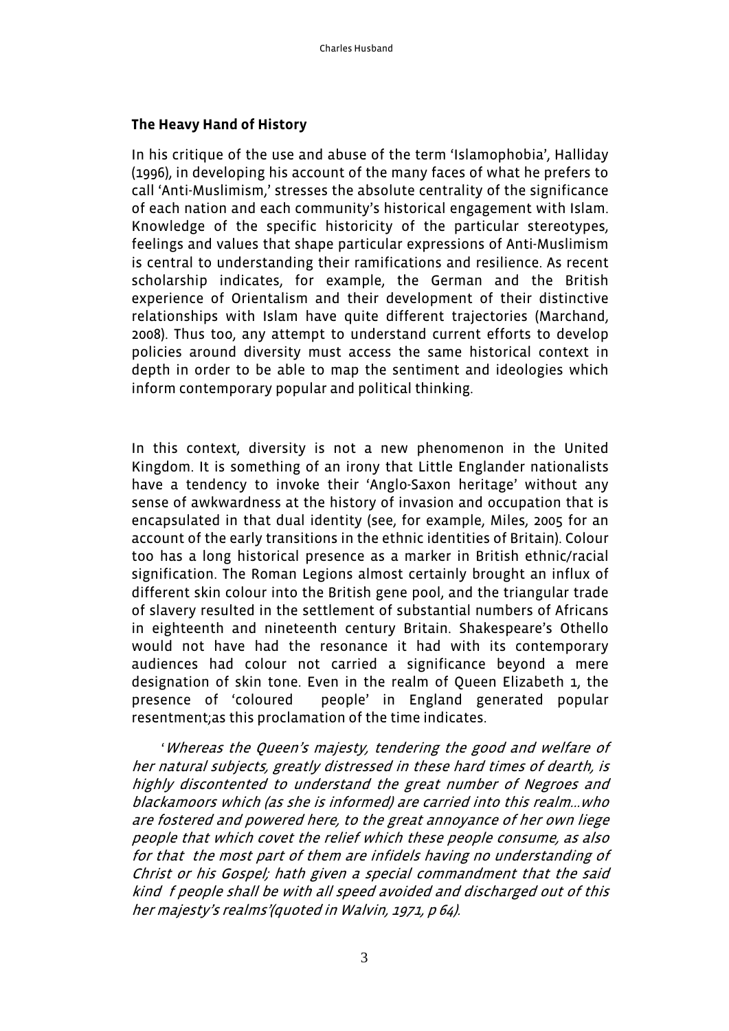### The Heavy Hand of History

In his critique of the use and abuse of the term 'Islamophobia', Halliday (1996), in developing his account of the many faces of what he prefers to call 'Anti-Muslimism,' stresses the absolute centrality of the significance of each nation and each community's historical engagement with Islam. Knowledge of the specific historicity of the particular stereotypes, feelings and values that shape particular expressions of Anti-Muslimism is central to understanding their ramifications and resilience. As recent scholarship indicates, for example, the German and the British experience of Orientalism and their development of their distinctive relationships with Islam have quite different trajectories (Marchand, 2008). Thus too, any attempt to understand current efforts to develop policies around diversity must access the same historical context in depth in order to be able to map the sentiment and ideologies which inform contemporary popular and political thinking.

In this context, diversity is not a new phenomenon in the United Kingdom. It is something of an irony that Little Englander nationalists have a tendency to invoke their 'Anglo-Saxon heritage' without any sense of awkwardness at the history of invasion and occupation that is encapsulated in that dual identity (see, for example, Miles, 2005 for an account of the early transitions in the ethnic identities of Britain). Colour too has a long historical presence as a marker in British ethnic/racial signification. The Roman Legions almost certainly brought an influx of different skin colour into the British gene pool, and the triangular trade of slavery resulted in the settlement of substantial numbers of Africans in eighteenth and nineteenth century Britain. Shakespeare's Othello would not have had the resonance it had with its contemporary audiences had colour not carried a significance beyond a mere designation of skin tone. Even in the realm of Queen Elizabeth 1, the presence of 'coloured people' in England generated popular resentment;as this proclamation of the time indicates.

'*Whereas the Queen's majesty, tendering the good and welfare of her natural subjects, greatly distressed in these hard times of dearth, is highly discontented to understand the great number of Negroes and blackamoors which (as she is informed) are carried into this realm…who are fostered and powered here, to the great annoyance of her own liege people that which covet the relief which these people consume, as also for that the most part of them are infidels having no understanding of Christ or his Gospel; hath given a special commandment that the said kind f people shall be with all speed avoided and discharged out of this her majesty's realms'(quoted in Walvin, 1971, p 64).*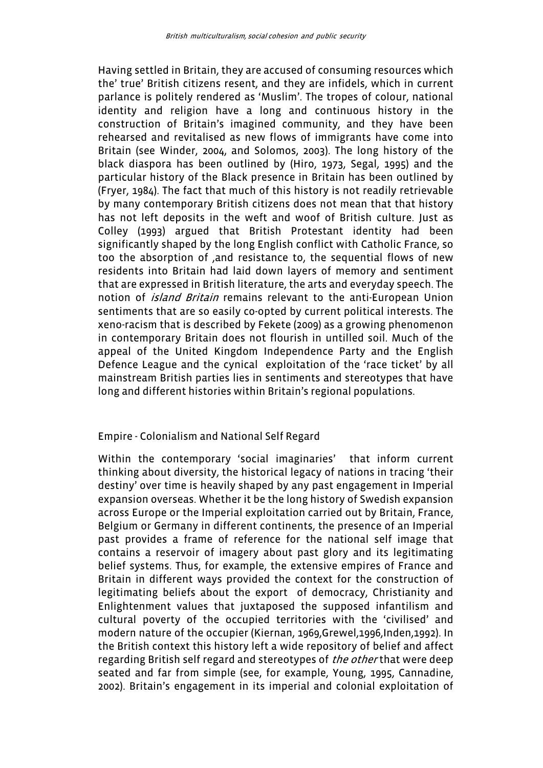Having settled in Britain, they are accused of consuming resources which the' true' British citizens resent, and they are infidels, which in current parlance is politely rendered as 'Muslim'. The tropes of colour, national identity and religion have a long and continuous history in the construction of Britain's imagined community, and they have been rehearsed and revitalised as new flows of immigrants have come into Britain (see Winder, 2004, and Solomos, 2003). The long history of the black diaspora has been outlined by (Hiro, 1973, Segal, 1995) and the particular history of the Black presence in Britain has been outlined by (Fryer, 1984). The fact that much of this history is not readily retrievable by many contemporary British citizens does not mean that that history has not left deposits in the weft and woof of British culture. Just as Colley (1993) argued that British Protestant identity had been significantly shaped by the long English conflict with Catholic France, so too the absorption of ,and resistance to, the sequential flows of new residents into Britain had laid down layers of memory and sentiment that are expressed in British literature, the arts and everyday speech. The notion of *island Britain* remains relevant to the anti-European Union sentiments that are so easily co-opted by current political interests. The xeno-racism that is described by Fekete (2009) as a growing phenomenon in contemporary Britain does not flourish in untilled soil. Much of the appeal of the United Kingdom Independence Party and the English Defence League and the cynical exploitation of the 'race ticket' by all mainstream British parties lies in sentiments and stereotypes that have long and different histories within Britain's regional populations.

## Empire - Colonialism and National Self Regard

Within the contemporary 'social imaginaries' that inform current thinking about diversity, the historical legacy of nations in tracing 'their destiny' over time is heavily shaped by any past engagement in Imperial expansion overseas. Whether it be the long history of Swedish expansion across Europe or the Imperial exploitation carried out by Britain, France, Belgium or Germany in different continents, the presence of an Imperial past provides a frame of reference for the national self image that contains a reservoir of imagery about past glory and its legitimating belief systems. Thus, for example, the extensive empires of France and Britain in different ways provided the context for the construction of legitimating beliefs about the export of democracy, Christianity and Enlightenment values that juxtaposed the supposed infantilism and cultural poverty of the occupied territories with the 'civilised' and modern nature of the occupier (Kiernan, 1969,Grewel,1996,Inden,1992). In the British context this history left a wide repository of belief and affect regarding British self regard and stereotypes of *the other* that were deep seated and far from simple (see, for example, Young, 1995, Cannadine, 2002). Britain's engagement in its imperial and colonial exploitation of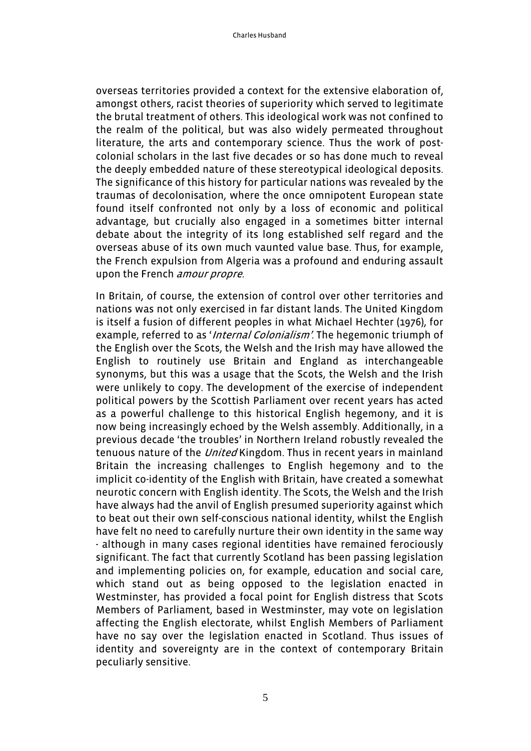overseas territories provided a context for the extensive elaboration of, amongst others, racist theories of superiority which served to legitimate the brutal treatment of others. This ideological work was not confined to the realm of the political, but was also widely permeated throughout literature, the arts and contemporary science. Thus the work of post-colonial scholars in the last five decades or so has done much to reveal the deeply embedded nature of these stereotypical ideological deposits. The significance of this history for particular nations was revealed by the traumas of decolonisation, where the once omnipotent European state found itself confronted not only by a loss of economic and political advantage, but crucially also engaged in a sometimes bitter internal debate about the integrity of its long established self regard and the overseas abuse of its own much vaunted value base. Thus, for example, the French expulsion from Algeria was a profound and enduring assault upon the French *amour propre.*

In Britain, of course, the extension of control over other territories and nations was not only exercised in far distant lands. The United Kingdom is itself a fusion of different peoples in what Michael Hechter (1976), for example, referred to as '*Internal Colonialism'*. The hegemonic triumph of the English over the Scots, the Welsh and the Irish may have allowed the English to routinely use Britain and England as interchangeable synonyms, but this was a usage that the Scots, the Welsh and the Irish were unlikely to copy. The development of the exercise of independent political powers by the Scottish Parliament over recent years has acted as a powerful challenge to this historical English hegemony, and it is now being increasingly echoed by the Welsh assembly. Additionally, in a previous decade 'the troubles' in Northern Ireland robustly revealed the tenuous nature of the *United* Kingdom. Thus in recent years in mainland Britain the increasing challenges to English hegemony and to the implicit co-identity of the English with Britain, have created a somewhat neurotic concern with English identity. The Scots, the Welsh and the Irish have always had the anvil of English presumed superiority against which to beat out their own self-conscious national identity, whilst the English have felt no need to carefully nurture their own identity in the same way - although in many cases regional identities have remained ferociously significant. The fact that currently Scotland has been passing legislation and implementing policies on, for example, education and social care, which stand out as being opposed to the legislation enacted in Westminster, has provided a focal point for English distress that Scots Members of Parliament, based in Westminster, may vote on legislation affecting the English electorate, whilst English Members of Parliament have no say over the legislation enacted in Scotland. Thus issues of identity and sovereignty are in the context of contemporary Britain peculiarly sensitive.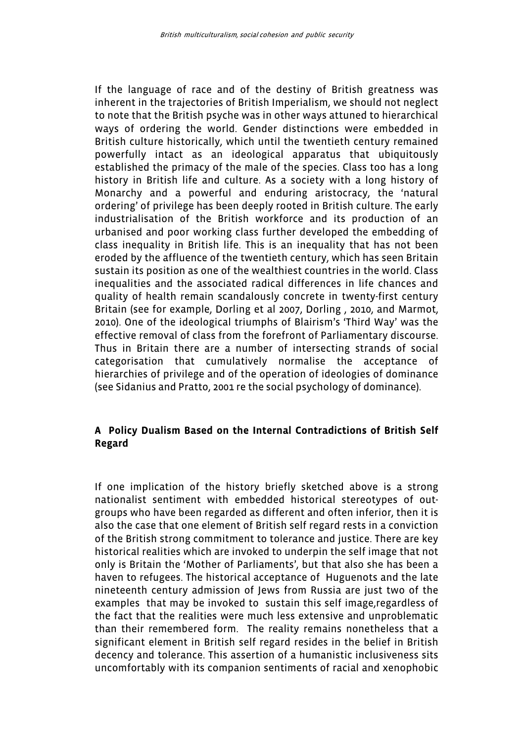If the language of race and of the destiny of British greatness was inherent in the trajectories of British Imperialism, we should not neglect to note that the British psyche was in other ways attuned to hierarchical ways of ordering the world. Gender distinctions were embedded in British culture historically, which until the twentieth century remained powerfully intact as an ideological apparatus that ubiquitously established the primacy of the male of the species. Class too has a long history in British life and culture. As a society with a long history of Monarchy and a powerful and enduring aristocracy, the 'natural ordering' of privilege has been deeply rooted in British culture. The early industrialisation of the British workforce and its production of an urbanised and poor working class further developed the embedding of class inequality in British life. This is an inequality that has not been eroded by the affluence of the twentieth century, which has seen Britain sustain its position as one of the wealthiest countries in the world. Class inequalities and the associated radical differences in life chances and quality of health remain scandalously concrete in twenty-first century Britain (see for example, Dorling et al 2007, Dorling , 2010, and Marmot, 2010). One of the ideological triumphs of Blairism's 'Third Way' was the effective removal of class from the forefront of Parliamentary discourse. Thus in Britain there are a number of intersecting strands of social categorisation that cumulatively normalise the acceptance of hierarchies of privilege and of the operation of ideologies of dominance (see Sidanius and Pratto, 2001 re the social psychology of dominance).

## A Policy Dualism Based on the Internal Contradictions of British Self Regard

If one implication of the history briefly sketched above is a strong nationalist sentiment with embedded historical stereotypes of out-groups who have been regarded as different and often inferior, then it is also the case that one element of British self regard rests in a conviction of the British strong commitment to tolerance and justice. There are key historical realities which are invoked to underpin the self image that not only is Britain the 'Mother of Parliaments', but that also she has been a haven to refugees. The historical acceptance of Huguenots and the late nineteenth century admission of Jews from Russia are just two of the examples that may be invoked to sustain this self image,regardless of the fact that the realities were much less extensive and unproblematic than their remembered form. The reality remains nonetheless that a significant element in British self regard resides in the belief in British decency and tolerance. This assertion of a humanistic inclusiveness sits uncomfortably with its companion sentiments of racial and xenophobic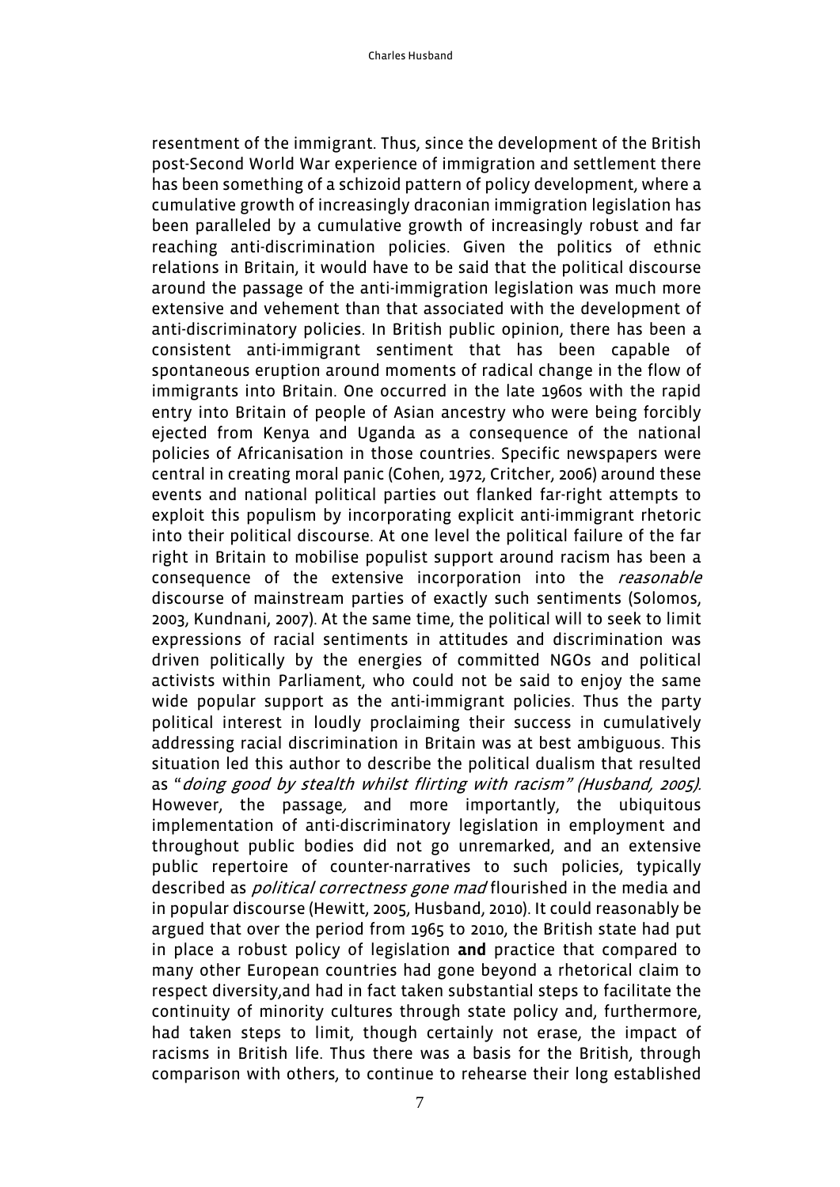resentment of the immigrant. Thus, since the development of the British post-Second World War experience of immigration and settlement there has been something of a schizoid pattern of policy development, where a cumulative growth of increasingly draconian immigration legislation has been paralleled by a cumulative growth of increasingly robust and far reaching anti-discrimination policies. Given the politics of ethnic relations in Britain, it would have to be said that the political discourse around the passage of the anti-immigration legislation was much more extensive and vehement than that associated with the development of anti-discriminatory policies. In British public opinion, there has been a consistent anti-immigrant sentiment that has been capable of spontaneous eruption around moments of radical change in the flow of immigrants into Britain. One occurred in the late 1960s with the rapid entry into Britain of people of Asian ancestry who were being forcibly ejected from Kenya and Uganda as a consequence of the national policies of Africanisation in those countries. Specific newspapers were central in creating moral panic (Cohen, 1972, Critcher, 2006) around these events and national political parties out flanked far-right attempts to exploit this populism by incorporating explicit anti-immigrant rhetoric into their political discourse. At one level the political failure of the far right in Britain to mobilise populist support around racism has been a consequence of the extensive incorporation into the *reasonable* discourse of mainstream parties of exactly such sentiments (Solomos, 2003, Kundnani, 2007). At the same time, the political will to seek to limit expressions of racial sentiments in attitudes and discrimination was driven politically by the energies of committed NGOs and political activists within Parliament, who could not be said to enjoy the same wide popular support as the anti-immigrant policies. Thus the party political interest in loudly proclaiming their success in cumulatively addressing racial discrimination in Britain was at best ambiguous. This situation led this author to describe the political dualism that resulted as "*doing good by stealth whilst flirting with racism" (Husband, 2005).* However, the passage*,* and more importantly, the ubiquitous implementation of anti-discriminatory legislation in employment and throughout public bodies did not go unremarked, and an extensive public repertoire of counter-narratives to such policies, typically described as *political correctness gone mad* flourished in the media and in popular discourse (Hewitt, 2005, Husband, 2010). It could reasonably be argued that over the period from 1965 to 2010, the British state had put in place a robust policy of legislation **and** practice that compared to many other European countries had gone beyond a rhetorical claim to respect diversity,and had in fact taken substantial steps to facilitate the continuity of minority cultures through state policy and, furthermore, had taken steps to limit, though certainly not erase, the impact of racisms in British life. Thus there was a basis for the British, through comparison with others, to continue to rehearse their long established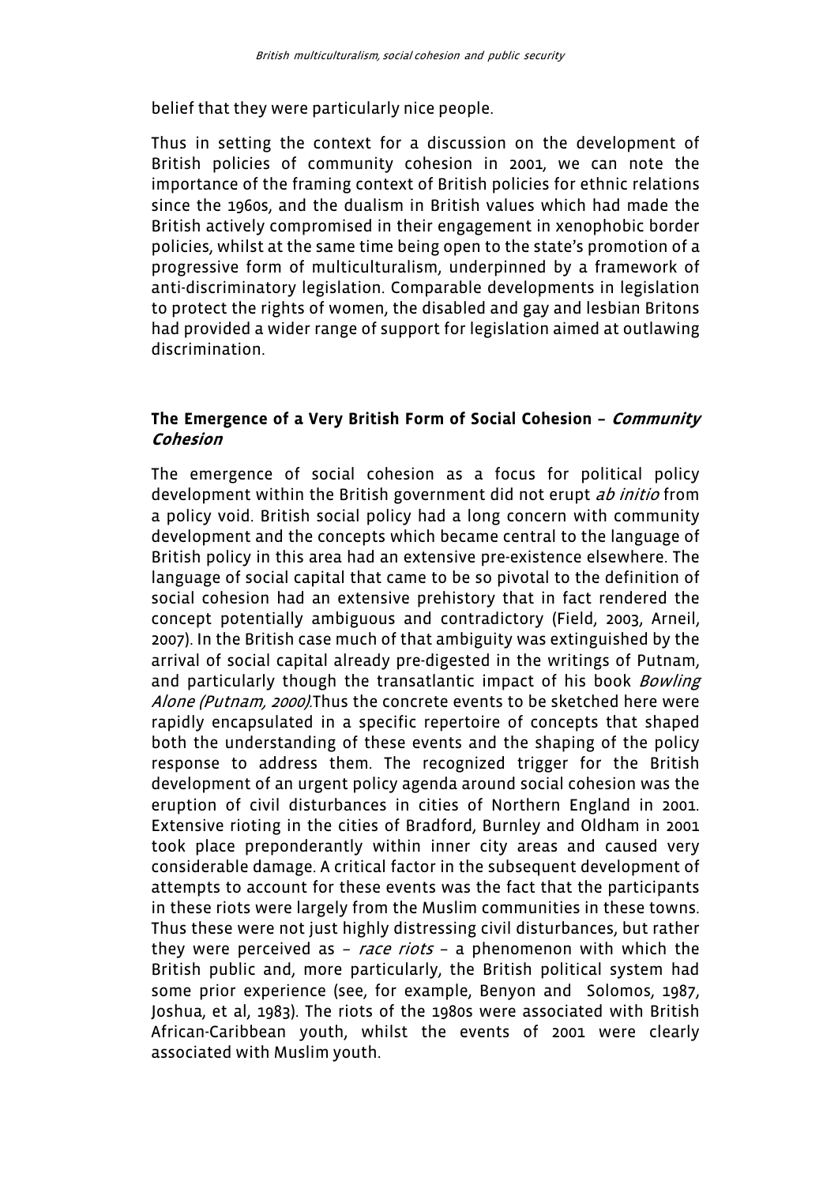belief that they were particularly nice people.

Thus in setting the context for a discussion on the development of British policies of community cohesion in 2001, we can note the importance of the framing context of British policies for ethnic relations since the 1960s, and the dualism in British values which had made the British actively compromised in their engagement in xenophobic border policies, whilst at the same time being open to the state's promotion of a progressive form of multiculturalism, underpinned by a framework of anti-discriminatory legislation. Comparable developments in legislation to protect the rights of women, the disabled and gay and lesbian Britons had provided a wider range of support for legislation aimed at outlawing discrimination.

### The Emergence of a Very British Form of Social Cohesion – *Community Cohesion*

The emergence of social cohesion as a focus for political policy development within the British government did not erupt *ab initio* from a policy void. British social policy had a long concern with community development and the concepts which became central to the language of British policy in this area had an extensive pre-existence elsewhere. The language of social capital that came to be so pivotal to the definition of social cohesion had an extensive prehistory that in fact rendered the concept potentially ambiguous and contradictory (Field, 2003, Arneil, 2007). In the British case much of that ambiguity was extinguished by the arrival of social capital already pre-digested in the writings of Putnam, and particularly though the transatlantic impact of his book *Bowling Alone (Putnam, 2000)*.Thus the concrete events to be sketched here were rapidly encapsulated in a specific repertoire of concepts that shaped both the understanding of these events and the shaping of the policy response to address them. The recognized trigger for the British development of an urgent policy agenda around social cohesion was the eruption of civil disturbances in cities of Northern England in 2001. Extensive rioting in the cities of Bradford, Burnley and Oldham in 2001 took place preponderantly within inner city areas and caused very considerable damage. A critical factor in the subsequent development of attempts to account for these events was the fact that the participants in these riots were largely from the Muslim communities in these towns. Thus these were not just highly distressing civil disturbances, but rather they were perceived as – *race riots* – a phenomenon with which the British public and, more particularly, the British political system had some prior experience (see, for example, Benyon and Solomos, 1987, Joshua, et al, 1983). The riots of the 1980s were associated with British African-Caribbean youth, whilst the events of 2001 were clearly associated with Muslim youth.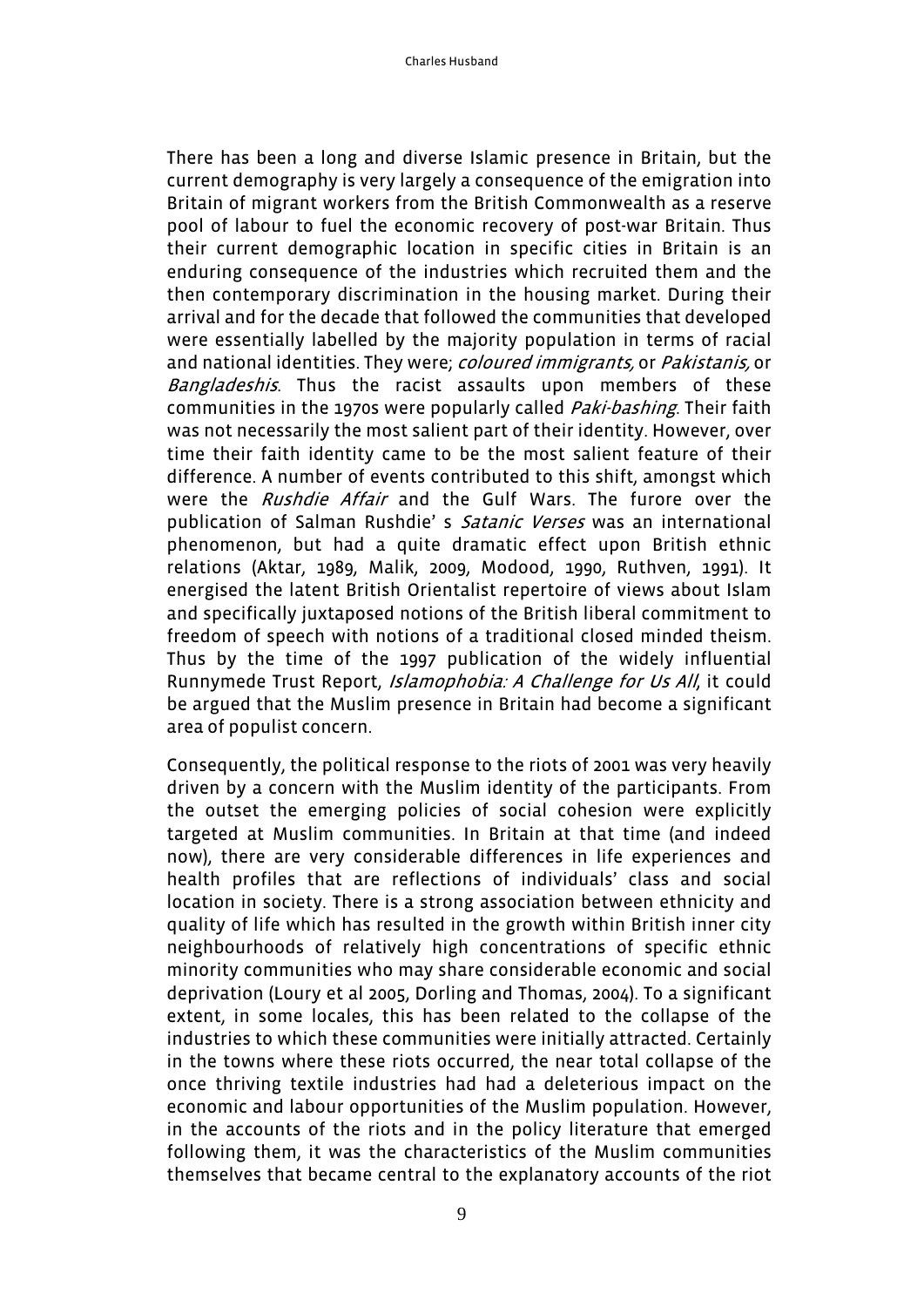There has been a long and diverse Islamic presence in Britain, but the current demography is very largely a consequence of the emigration into Britain of migrant workers from the British Commonwealth as a reserve pool of labour to fuel the economic recovery of post-war Britain. Thus their current demographic location in specific cities in Britain is an enduring consequence of the industries which recruited them and the then contemporary discrimination in the housing market. During their arrival and for the decade that followed the communities that developed were essentially labelled by the majority population in terms of racial and national identities. They were; *coloured immigrants,* or *Pakistanis,* or *Bangladeshis*. Thus the racist assaults upon members of these communities in the 1970s were popularly called *Paki-bashing*. Their faith was not necessarily the most salient part of their identity. However, over time their faith identity came to be the most salient feature of their difference. A number of events contributed to this shift, amongst which were the *Rushdie Affair* and the Gulf Wars. The furore over the publication of Salman Rushdie' s *Satanic Verses* was an international phenomenon, but had a quite dramatic effect upon British ethnic relations (Aktar, 1989, Malik, 2009, Modood, 1990, Ruthven, 1991). It energised the latent British Orientalist repertoire of views about Islam and specifically juxtaposed notions of the British liberal commitment to freedom of speech with notions of a traditional closed minded theism. Thus by the time of the 1997 publication of the widely influential Runnymede Trust Report, *Islamophobia: A Challenge for Us All*, it could be argued that the Muslim presence in Britain had become a significant area of populist concern.

Consequently, the political response to the riots of 2001 was very heavily driven by a concern with the Muslim identity of the participants. From the outset the emerging policies of social cohesion were explicitly targeted at Muslim communities. In Britain at that time (and indeed now), there are very considerable differences in life experiences and health profiles that are reflections of individuals' class and social location in society. There is a strong association between ethnicity and quality of life which has resulted in the growth within British inner city neighbourhoods of relatively high concentrations of specific ethnic minority communities who may share considerable economic and social deprivation (Loury et al 2005, Dorling and Thomas, 2004). To a significant extent, in some locales, this has been related to the collapse of the industries to which these communities were initially attracted. Certainly in the towns where these riots occurred, the near total collapse of the once thriving textile industries had had a deleterious impact on the economic and labour opportunities of the Muslim population. However, in the accounts of the riots and in the policy literature that emerged following them, it was the characteristics of the Muslim communities themselves that became central to the explanatory accounts of the riot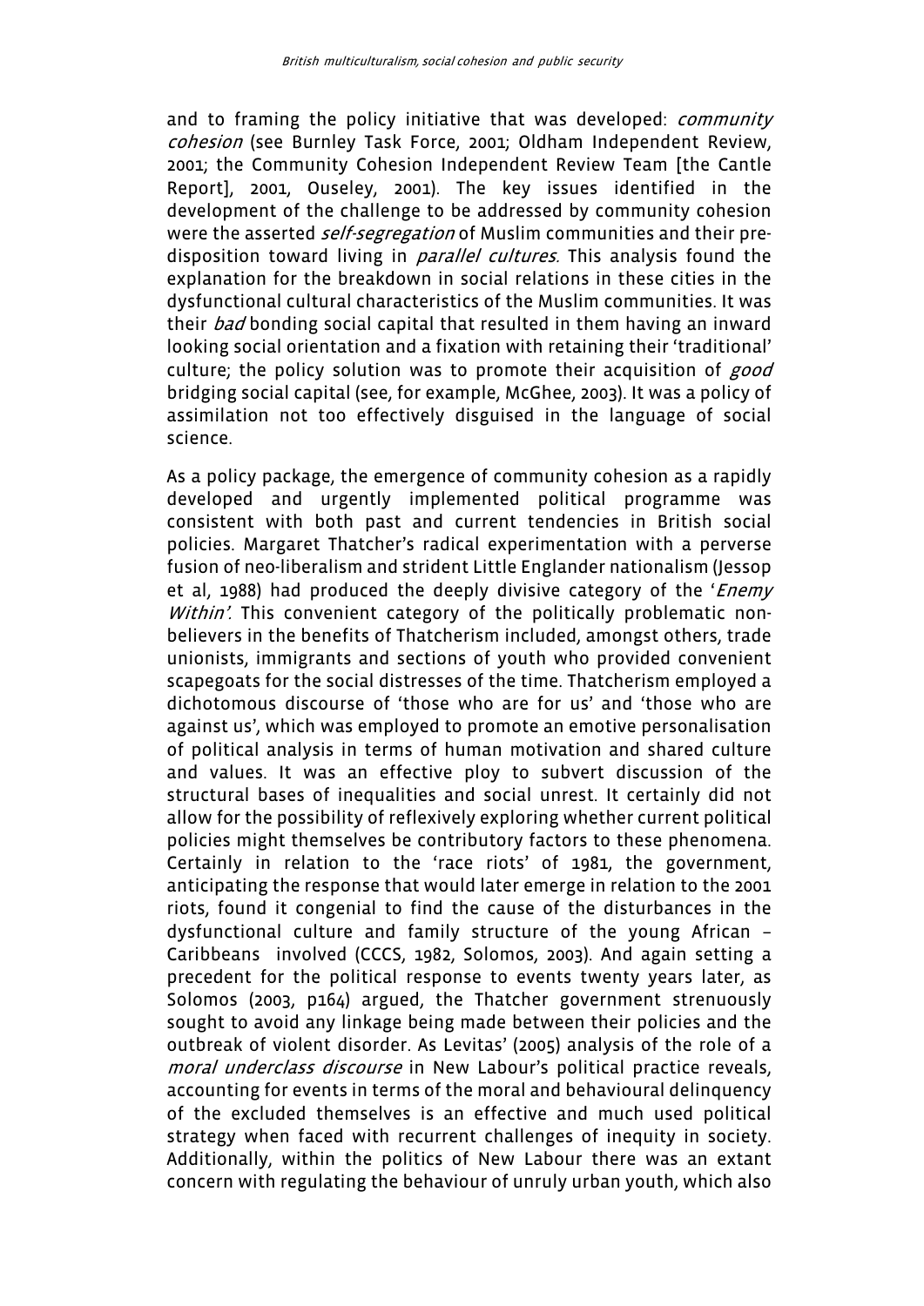and to framing the policy initiative that was developed: *community cohesion* (see Burnley Task Force, 2001; Oldham Independent Review, 2001; the Community Cohesion Independent Review Team [the Cantle Report], 2001, Ouseley, 2001). The key issues identified in the development of the challenge to be addressed by community cohesion were the asserted *self-segregation* of Muslim communities and their pre-disposition toward living in *parallel cultures*. This analysis found the explanation for the breakdown in social relations in these cities in the dysfunctional cultural characteristics of the Muslim communities. It was their *bad* bonding social capital that resulted in them having an inward looking social orientation and a fixation with retaining their 'traditional' culture; the policy solution was to promote their acquisition of *good* bridging social capital (see, for example, McGhee, 2003). It was a policy of assimilation not too effectively disguised in the language of social science.

As a policy package, the emergence of community cohesion as a rapidly developed and urgently implemented political programme was consistent with both past and current tendencies in British social policies. Margaret Thatcher's radical experimentation with a perverse fusion of neo-liberalism and strident Little Englander nationalism (Jessop et al, 1988) had produced the deeply divisive category of the '*Enemy Within*'. This convenient category of the politically problematic non-believers in the benefits of Thatcherism included, amongst others, trade unionists, immigrants and sections of youth who provided convenient scapegoats for the social distresses of the time. Thatcherism employed a dichotomous discourse of 'those who are for us' and 'those who are against us', which was employed to promote an emotive personalisation of political analysis in terms of human motivation and shared culture and values. It was an effective ploy to subvert discussion of the structural bases of inequalities and social unrest. It certainly did not allow for the possibility of reflexively exploring whether current political policies might themselves be contributory factors to these phenomena. Certainly in relation to the 'race riots' of 1981, the government, anticipating the response that would later emerge in relation to the 2001 riots, found it congenial to find the cause of the disturbances in the dysfunctional culture and family structure of the young African – Caribbeans involved (CCCS, 1982, Solomos, 2003). And again setting a precedent for the political response to events twenty years later, as Solomos (2003, p164) argued, the Thatcher government strenuously sought to avoid any linkage being made between their policies and the outbreak of violent disorder. As Levitas' (2005) analysis of the role of a *moral underclass discourse* in New Labour's political practice reveals, accounting for events in terms of the moral and behavioural delinquency of the excluded themselves is an effective and much used political strategy when faced with recurrent challenges of inequity in society. Additionally, within the politics of New Labour there was an extant concern with regulating the behaviour of unruly urban youth, which also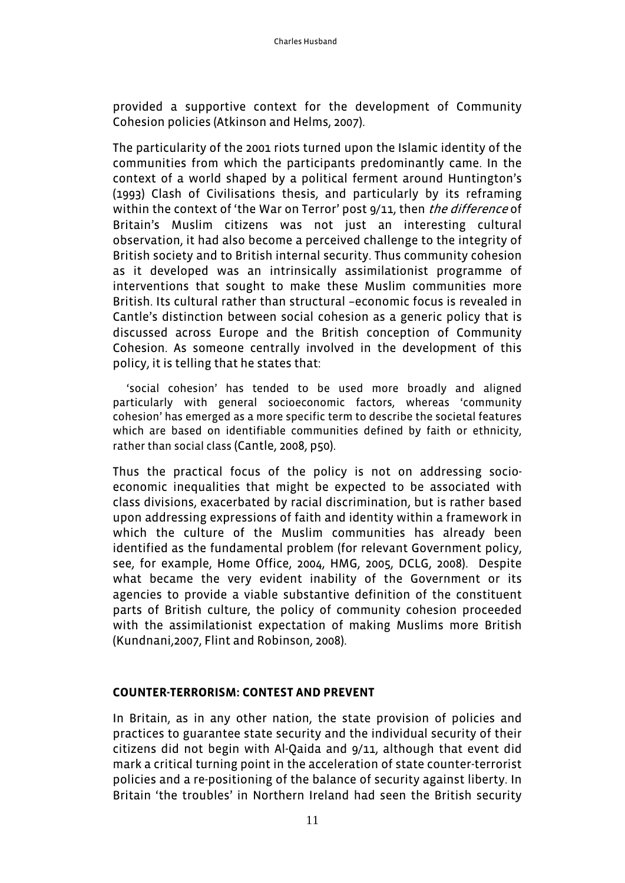provided a supportive context for the development of Community Cohesion policies (Atkinson and Helms, 2007).

The particularity of the 2001 riots turned upon the Islamic identity of the communities from which the participants predominantly came. In the context of a world shaped by a political ferment around Huntington's (1993) Clash of Civilisations thesis, and particularly by its reframing within the context of 'the War on Terror' post 9/11, then *the difference* of Britain's Muslim citizens was not just an interesting cultural observation, it had also become a perceived challenge to the integrity of British society and to British internal security. Thus community cohesion as it developed was an intrinsically assimilationist programme of interventions that sought to make these Muslim communities more British. Its cultural rather than structural –economic focus is revealed in Cantle's distinction between social cohesion as a generic policy that is discussed across Europe and the British conception of Community Cohesion. As someone centrally involved in the development of this policy, it is telling that he states that:

> 'social cohesion' has tended to be used more broadly and aligned particularly with general socioeconomic factors, whereas 'community cohesion' has emerged as a more specific term to describe the societal features which are based on identifiable communities defined by faith or ethnicity, rather than social class (Cantle, 2008, p50).

Thus the practical focus of the policy is not on addressing socio-economic inequalities that might be expected to be associated with class divisions, exacerbated by racial discrimination, but is rather based upon addressing expressions of faith and identity within a framework in which the culture of the Muslim communities has already been identified as the fundamental problem (for relevant Government policy, see, for example, Home Office, 2004, HMG, 2005, DCLG, 2008). Despite what became the very evident inability of the Government or its agencies to provide a viable substantive definition of the constituent parts of British culture, the policy of community cohesion proceeded with the assimilationist expectation of making Muslims more British (Kundnani,2007, Flint and Robinson, 2008).

## COUNTER-TERRORISM: CONTEST AND PREVENT

In Britain, as in any other nation, the state provision of policies and practices to guarantee state security and the individual security of their citizens did not begin with Al-Qaida and 9/11, although that event did mark a critical turning point in the acceleration of state counter-terrorist policies and a re-positioning of the balance of security against liberty. In Britain 'the troubles' in Northern Ireland had seen the British security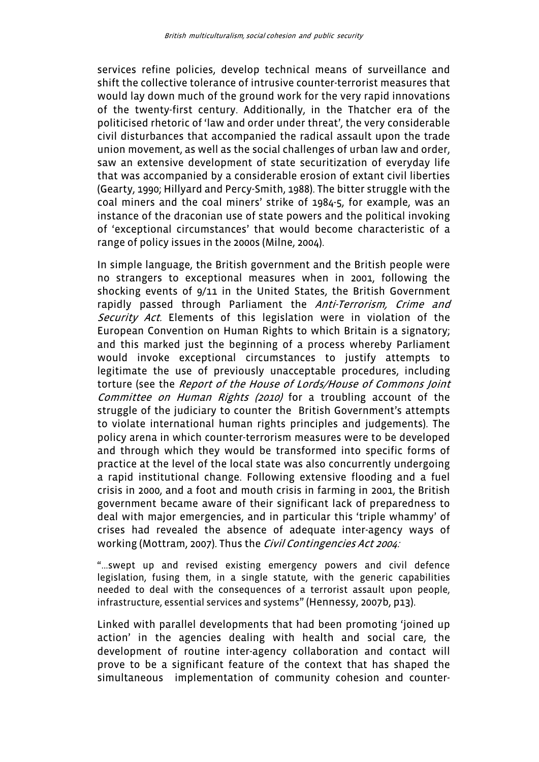services refine policies, develop technical means of surveillance and shift the collective tolerance of intrusive counter-terrorist measures that would lay down much of the ground work for the very rapid innovations of the twenty-first century. Additionally, in the Thatcher era of the politicised rhetoric of 'law and order under threat', the very considerable civil disturbances that accompanied the radical assault upon the trade union movement, as well as the social challenges of urban law and order, saw an extensive development of state securitization of everyday life that was accompanied by a considerable erosion of extant civil liberties (Gearty, 1990; Hillyard and Percy-Smith, 1988). The bitter struggle with the coal miners and the coal miners' strike of 1984-5, for example, was an instance of the draconian use of state powers and the political invoking of 'exceptional circumstances' that would become characteristic of a range of policy issues in the 2000s (Milne, 2004).

In simple language, the British government and the British people were no strangers to exceptional measures when in 2001, following the shocking events of 9/11 in the United States, the British Government rapidly passed through Parliament the *Anti-Terrorism, Crime and Security Act*. Elements of this legislation were in violation of the European Convention on Human Rights to which Britain is a signatory; and this marked just the beginning of a process whereby Parliament would invoke exceptional circumstances to justify attempts to legitimate the use of previously unacceptable procedures, including torture (see the *Report of the House of Lords/House of Commons Joint Committee on Human Rights (2010)* for a troubling account of the struggle of the judiciary to counter the British Government's attempts to violate international human rights principles and judgements). The policy arena in which counter-terrorism measures were to be developed and through which they would be transformed into specific forms of practice at the level of the local state was also concurrently undergoing a rapid institutional change. Following extensive flooding and a fuel crisis in 2000, and a foot and mouth crisis in farming in 2001, the British government became aware of their significant lack of preparedness to deal with major emergencies, and in particular this 'triple whammy' of crises had revealed the absence of adequate inter-agency ways of working (Mottram, 2007). Thus the *Civil Contingencies Act 2004:*

> "…swept up and revised existing emergency powers and civil defence legislation, fusing them, in a single statute, with the generic capabilities needed to deal with the consequences of a terrorist assault upon people, infrastructure, essential services and systems" (Hennessy, 2007b, p13).

Linked with parallel developments that had been promoting 'joined up action' in the agencies dealing with health and social care, the development of routine inter-agency collaboration and contact will prove to be a significant feature of the context that has shaped the simultaneous implementation of community cohesion and counter-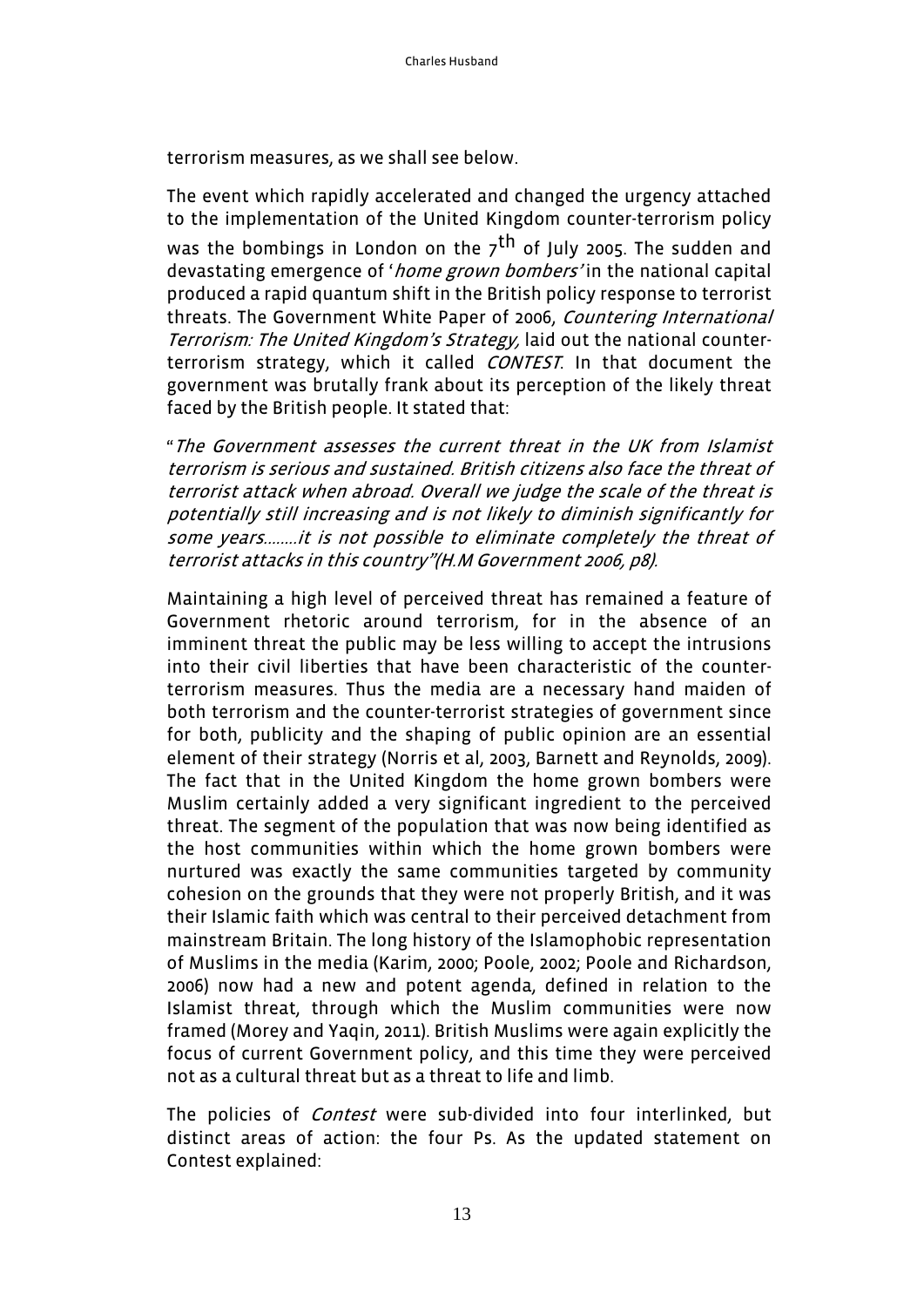terrorism measures, as we shall see below.

The event which rapidly accelerated and changed the urgency attached to the implementation of the United Kingdom counter-terrorism policy was the bombings in London on the 7th of July 2005. The sudden and devastating emergence of '*home grown bombers*' in the national capital produced a rapid quantum shift in the British policy response to terrorist threats. The Government White Paper of 2006, *Countering International Terrorism: The United Kingdom's Strategy,* laid out the national counter-terrorism strategy, which it called *CONTEST*. In that document the government was brutally frank about its perception of the likely threat faced by the British people. It stated that:

"*The Government assesses the current threat in the UK from Islamist terrorism is serious and sustained. British citizens also face the threat of terrorist attack when abroad. Overall we judge the scale of the threat is potentially still increasing and is not likely to diminish significantly for some years……..it is not possible to eliminate completely the threat of terrorist attacks in this country"(H.M Government 2006, p8).*

Maintaining a high level of perceived threat has remained a feature of Government rhetoric around terrorism, for in the absence of an imminent threat the public may be less willing to accept the intrusions into their civil liberties that have been characteristic of the counter-terrorism measures. Thus the media are a necessary hand maiden of both terrorism and the counter-terrorist strategies of government since for both, publicity and the shaping of public opinion are an essential element of their strategy (Norris et al, 2003, Barnett and Reynolds, 2009). The fact that in the United Kingdom the home grown bombers were Muslim certainly added a very significant ingredient to the perceived threat. The segment of the population that was now being identified as the host communities within which the home grown bombers were nurtured was exactly the same communities targeted by community cohesion on the grounds that they were not properly British, and it was their Islamic faith which was central to their perceived detachment from mainstream Britain. The long history of the Islamophobic representation of Muslims in the media (Karim, 2000; Poole, 2002; Poole and Richardson, 2006) now had a new and potent agenda, defined in relation to the Islamist threat, through which the Muslim communities were now framed (Morey and Yaqin, 2011). British Muslims were again explicitly the focus of current Government policy, and this time they were perceived not as a cultural threat but as a threat to life and limb.

The policies of *Contest* were sub-divided into four interlinked, but distinct areas of action: the four Ps. As the updated statement on Contest explained: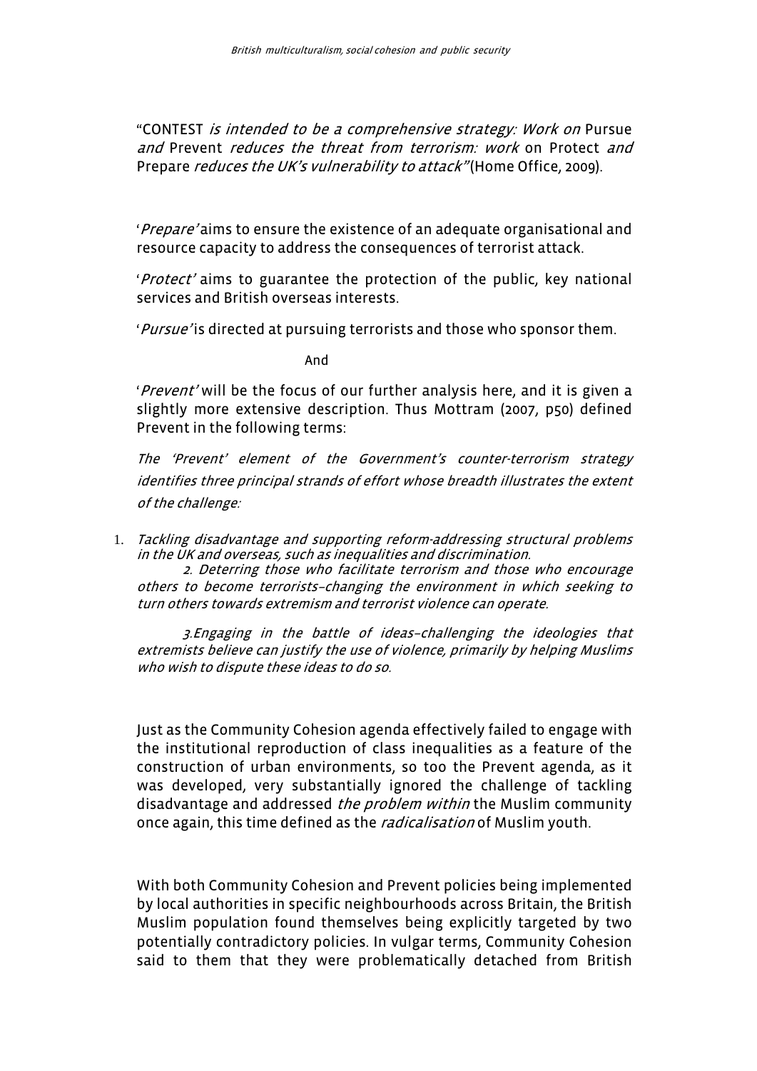"CONTEST *is intended to be a comprehensive strategy: Work on* Pursue *and* Prevent *reduces the threat from terrorism: work* on Protect *and* Prepare *reduces the UK's vulnerability to attack"* (Home Office, 2009).

'*Prepare'* aims to ensure the existence of an adequate organisational and resource capacity to address the consequences of terrorist attack.

'*Protect'* aims to guarantee the protection of the public, key national services and British overseas interests.

'*Pursue'* is directed at pursuing terrorists and those who sponsor them.

And

'*Prevent'* will be the focus of our further analysis here, and it is given a slightly more extensive description. Thus Mottram (2007, p50) defined Prevent in the following terms:

*The 'Prevent' element of the Government's counter-terrorism strategy identifies three principal strands of effort whose breadth illustrates the extent of the challenge:*

1. *Tackling disadvantage and supporting reform-addressing structural problems in the UK and overseas, such as inequalities and discrimination.*
2. *Deterring those who facilitate terrorism and those who encourage others to become terrorists–changing the environment in which seeking to turn others towards extremism and terrorist violence can operate.*
3. *Engaging in the battle of ideas–challenging the ideologies that extremists believe can justify the use of violence, primarily by helping Muslims who wish to dispute these ideas to do so.*

Just as the Community Cohesion agenda effectively failed to engage with the institutional reproduction of class inequalities as a feature of the construction of urban environments, so too the Prevent agenda, as it was developed, very substantially ignored the challenge of tackling disadvantage and addressed *the problem within* the Muslim community once again, this time defined as the *radicalisation* of Muslim youth.

With both Community Cohesion and Prevent policies being implemented by local authorities in specific neighbourhoods across Britain, the British Muslim population found themselves being explicitly targeted by two potentially contradictory policies. In vulgar terms, Community Cohesion said to them that they were problematically detached from British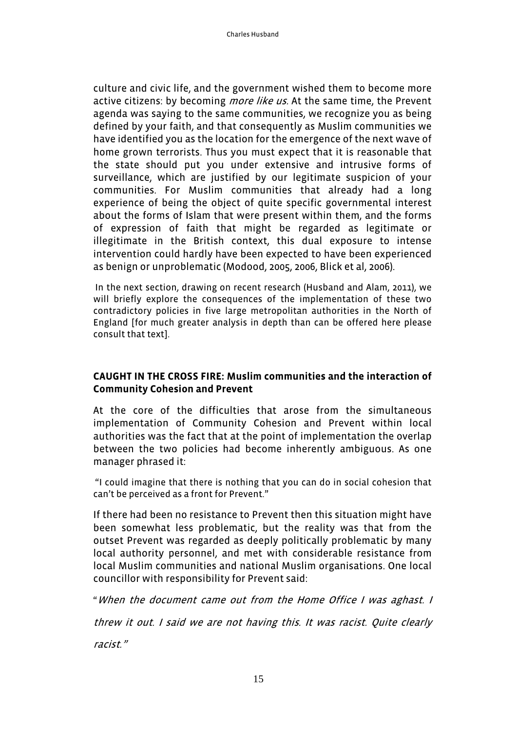culture and civic life, and the government wished them to become more active citizens: by becoming *more like us*. At the same time, the Prevent agenda was saying to the same communities, we recognize you as being defined by your faith, and that consequently as Muslim communities we have identified you as the location for the emergence of the next wave of home grown terrorists. Thus you must expect that it is reasonable that the state should put you under extensive and intrusive forms of surveillance, which are justified by our legitimate suspicion of your communities. For Muslim communities that already had a long experience of being the object of quite specific governmental interest about the forms of Islam that were present within them, and the forms of expression of faith that might be regarded as legitimate or illegitimate in the British context, this dual exposure to intense intervention could hardly have been expected to have been experienced as benign or unproblematic (Modood, 2005, 2006, Blick et al, 2006).

In the next section, drawing on recent research (Husband and Alam, 2011), we will briefly explore the consequences of the implementation of these two contradictory policies in five large metropolitan authorities in the North of England [for much greater analysis in depth than can be offered here please consult that text].

### CAUGHT IN THE CROSS FIRE: Muslim communities and the interaction of Community Cohesion and Prevent

At the core of the difficulties that arose from the simultaneous implementation of Community Cohesion and Prevent within local authorities was the fact that at the point of implementation the overlap between the two policies had become inherently ambiguous. As one manager phrased it:

"I could imagine that there is nothing that you can do in social cohesion that can't be perceived as a front for Prevent."

If there had been no resistance to Prevent then this situation might have been somewhat less problematic, but the reality was that from the outset Prevent was regarded as deeply politically problematic by many local authority personnel, and met with considerable resistance from local Muslim communities and national Muslim organisations. One local councillor with responsibility for Prevent said:

"*When the document came out from the Home Office I was aghast. I threw it out. I said we are not having this. It was racist. Quite clearly racist.*"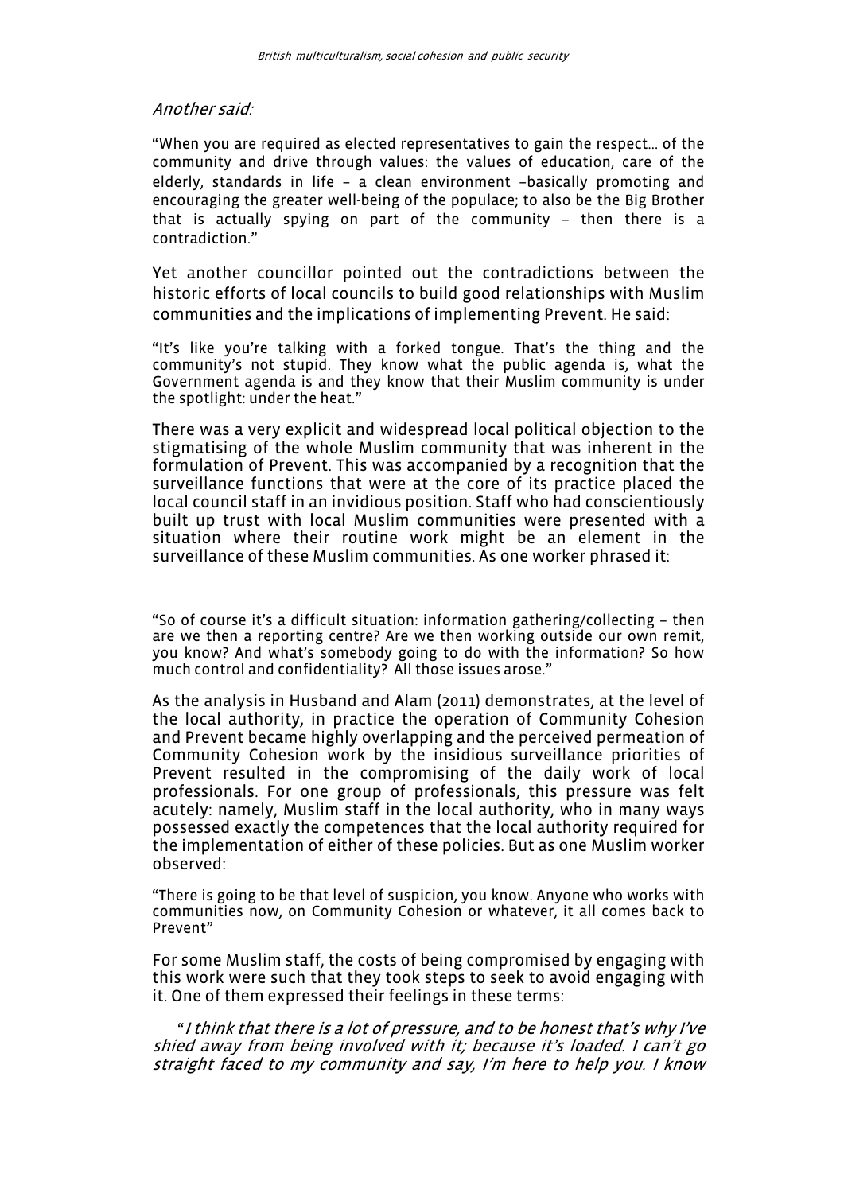*Another said:*

> "When you are required as elected representatives to gain the respect... of the community and drive through values: the values of education, care of the elderly, standards in life – a clean environment –basically promoting and encouraging the greater well-being of the populace; to also be the Big Brother that is actually spying on part of the community – then there is a contradiction."

Yet another councillor pointed out the contradictions between the historic efforts of local councils to build good relationships with Muslim communities and the implications of implementing Prevent. He said:

> "It's like you're talking with a forked tongue. That's the thing and the community's not stupid. They know what the public agenda is, what the Government agenda is and they know that their Muslim community is under the spotlight: under the heat."

There was a very explicit and widespread local political objection to the stigmatising of the whole Muslim community that was inherent in the formulation of Prevent. This was accompanied by a recognition that the surveillance functions that were at the core of its practice placed the local council staff in an invidious position. Staff who had conscientiously built up trust with local Muslim communities were presented with a situation where their routine work might be an element in the surveillance of these Muslim communities. As one worker phrased it:

> "So of course it's a difficult situation: information gathering/collecting – then are we then a reporting centre? Are we then working outside our own remit, you know? And what's somebody going to do with the information? So how much control and confidentiality? All those issues arose."

As the analysis in Husband and Alam (2011) demonstrates, at the level of the local authority, in practice the operation of Community Cohesion and Prevent became highly overlapping and the perceived permeation of Community Cohesion work by the insidious surveillance priorities of Prevent resulted in the compromising of the daily work of local professionals. For one group of professionals, this pressure was felt acutely: namely, Muslim staff in the local authority, who in many ways possessed exactly the competences that the local authority required for the implementation of either of these policies. But as one Muslim worker observed:

> "There is going to be that level of suspicion, you know. Anyone who works with communities now, on Community Cohesion or whatever, it all comes back to Prevent"

For some Muslim staff, the costs of being compromised by engaging with this work were such that they took steps to seek to avoid engaging with it. One of them expressed their feelings in these terms:

> "*I think that there is a lot of pressure, and to be honest that's why I've shied away from being involved with it; because it's loaded. I can't go straight faced to my community and say, I'm here to help you. I know*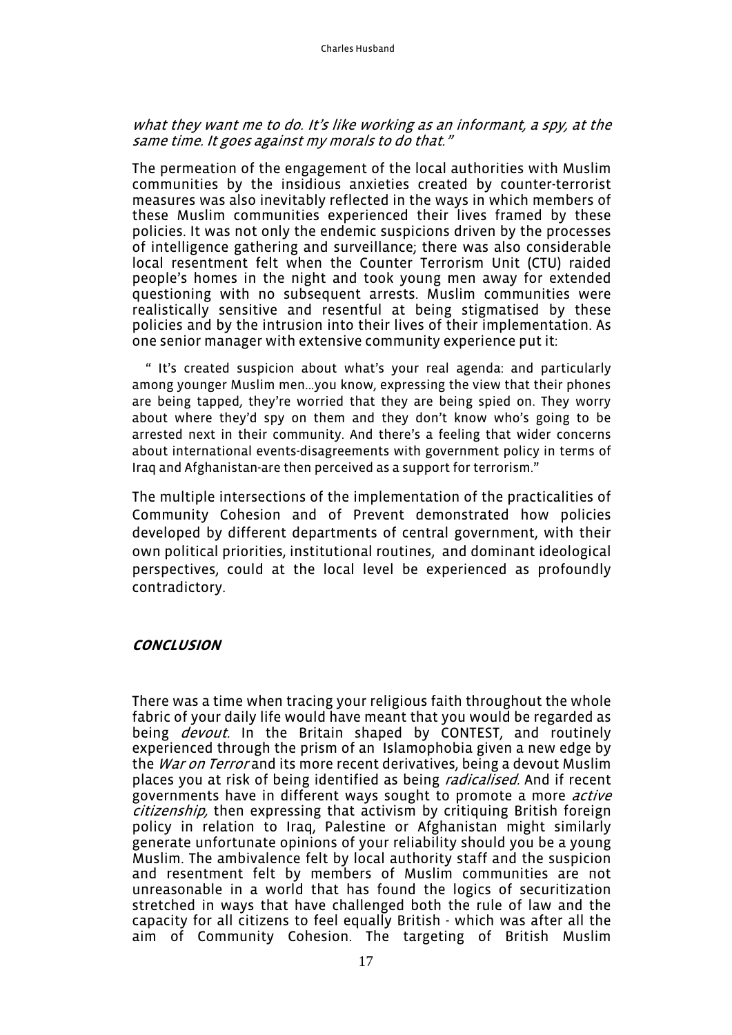*what they want me to do. It's like working as an informant, a spy, at the same time. It goes against my morals to do that."*

The permeation of the engagement of the local authorities with Muslim communities by the insidious anxieties created by counter-terrorist measures was also inevitably reflected in the ways in which members of these Muslim communities experienced their lives framed by these policies. It was not only the endemic suspicions driven by the processes of intelligence gathering and surveillance; there was also considerable local resentment felt when the Counter Terrorism Unit (CTU) raided people's homes in the night and took young men away for extended questioning with no subsequent arrests. Muslim communities were realistically sensitive and resentful at being stigmatised by these policies and by the intrusion into their lives of their implementation. As one senior manager with extensive community experience put it:

> " It's created suspicion about what's your real agenda: and particularly among younger Muslim men…you know, expressing the view that their phones are being tapped, they're worried that they are being spied on. They worry about where they'd spy on them and they don't know who's going to be arrested next in their community. And there's a feeling that wider concerns about international events-disagreements with government policy in terms of Iraq and Afghanistan-are then perceived as a support for terrorism."

The multiple intersections of the implementation of the practicalities of Community Cohesion and of Prevent demonstrated how policies developed by different departments of central government, with their own political priorities, institutional routines, and dominant ideological perspectives, could at the local level be experienced as profoundly contradictory.

## CONCLUSION

There was a time when tracing your religious faith throughout the whole fabric of your daily life would have meant that you would be regarded as being *devout.* In the Britain shaped by CONTEST, and routinely experienced through the prism of an Islamophobia given a new edge by the *War on Terror* and its more recent derivatives, being a devout Muslim places you at risk of being identified as being *radicalised.* And if recent governments have in different ways sought to promote a more *active citizenship,* then expressing that activism by critiquing British foreign policy in relation to Iraq, Palestine or Afghanistan might similarly generate unfortunate opinions of your reliability should you be a young Muslim. The ambivalence felt by local authority staff and the suspicion and resentment felt by members of Muslim communities are not unreasonable in a world that has found the logics of securitization stretched in ways that have challenged both the rule of law and the capacity for all citizens to feel equally British - which was after all the aim of Community Cohesion. The targeting of British Muslim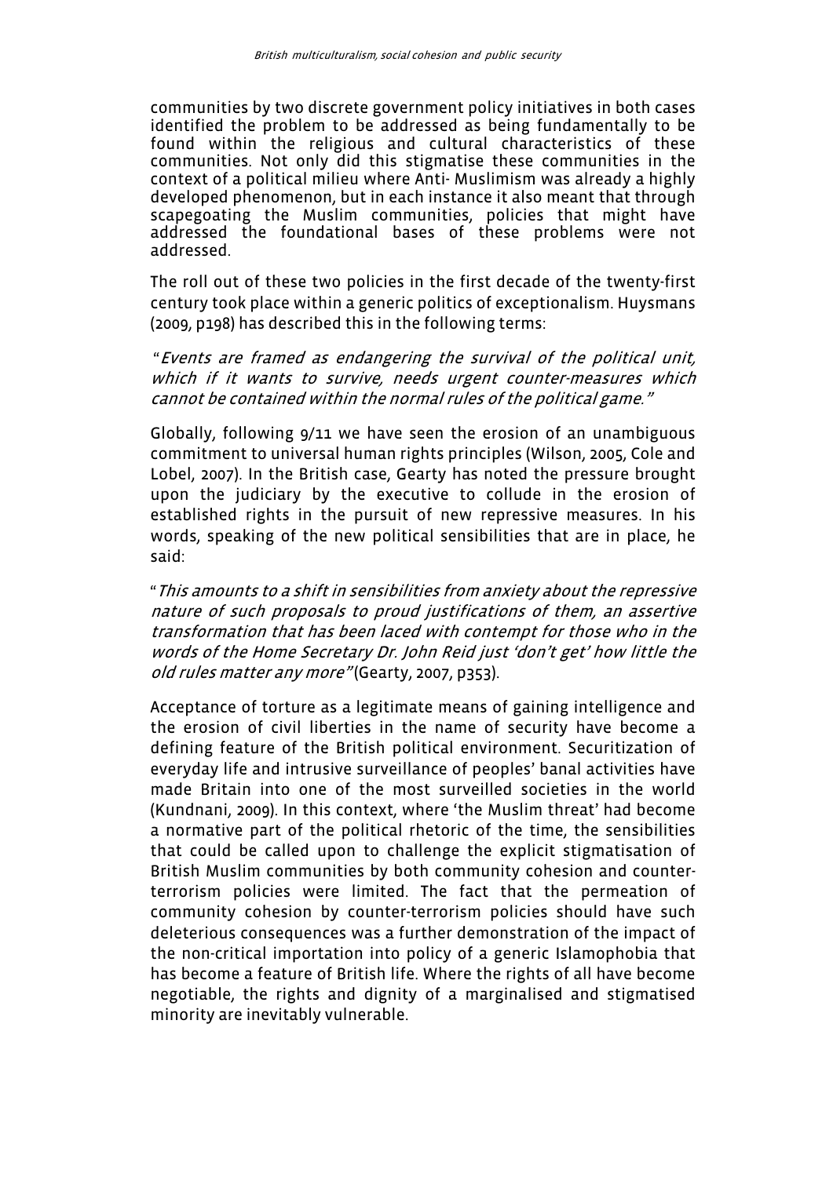communities by two discrete government policy initiatives in both cases identified the problem to be addressed as being fundamentally to be found within the religious and cultural characteristics of these communities. Not only did this stigmatise these communities in the context of a political milieu where Anti- Muslimism was already a highly developed phenomenon, but in each instance it also meant that through scapegoating the Muslim communities, policies that might have addressed the foundational bases of these problems were not addressed.

The roll out of these two policies in the first decade of the twenty-first century took place within a generic politics of exceptionalism. Huysmans (2009, p198) has described this in the following terms:

"*Events are framed as endangering the survival of the political unit, which if it wants to survive, needs urgent counter-measures which cannot be contained within the normal rules of the political game.*"

Globally, following 9/11 we have seen the erosion of an unambiguous commitment to universal human rights principles (Wilson, 2005, Cole and Lobel, 2007). In the British case, Gearty has noted the pressure brought upon the judiciary by the executive to collude in the erosion of established rights in the pursuit of new repressive measures. In his words, speaking of the new political sensibilities that are in place, he said:

"*This amounts to a shift in sensibilities from anxiety about the repressive nature of such proposals to proud justifications of them, an assertive transformation that has been laced with contempt for those who in the words of the Home Secretary Dr. John Reid just 'don't get' how little the old rules matter any more"* (Gearty, 2007, p353).

Acceptance of torture as a legitimate means of gaining intelligence and the erosion of civil liberties in the name of security have become a defining feature of the British political environment. Securitization of everyday life and intrusive surveillance of peoples' banal activities have made Britain into one of the most surveilled societies in the world (Kundnani, 2009). In this context, where 'the Muslim threat' had become a normative part of the political rhetoric of the time, the sensibilities that could be called upon to challenge the explicit stigmatisation of British Muslim communities by both community cohesion and counter-terrorism policies were limited. The fact that the permeation of community cohesion by counter-terrorism policies should have such deleterious consequences was a further demonstration of the impact of the non-critical importation into policy of a generic Islamophobia that has become a feature of British life. Where the rights of all have become negotiable, the rights and dignity of a marginalised and stigmatised minority are inevitably vulnerable.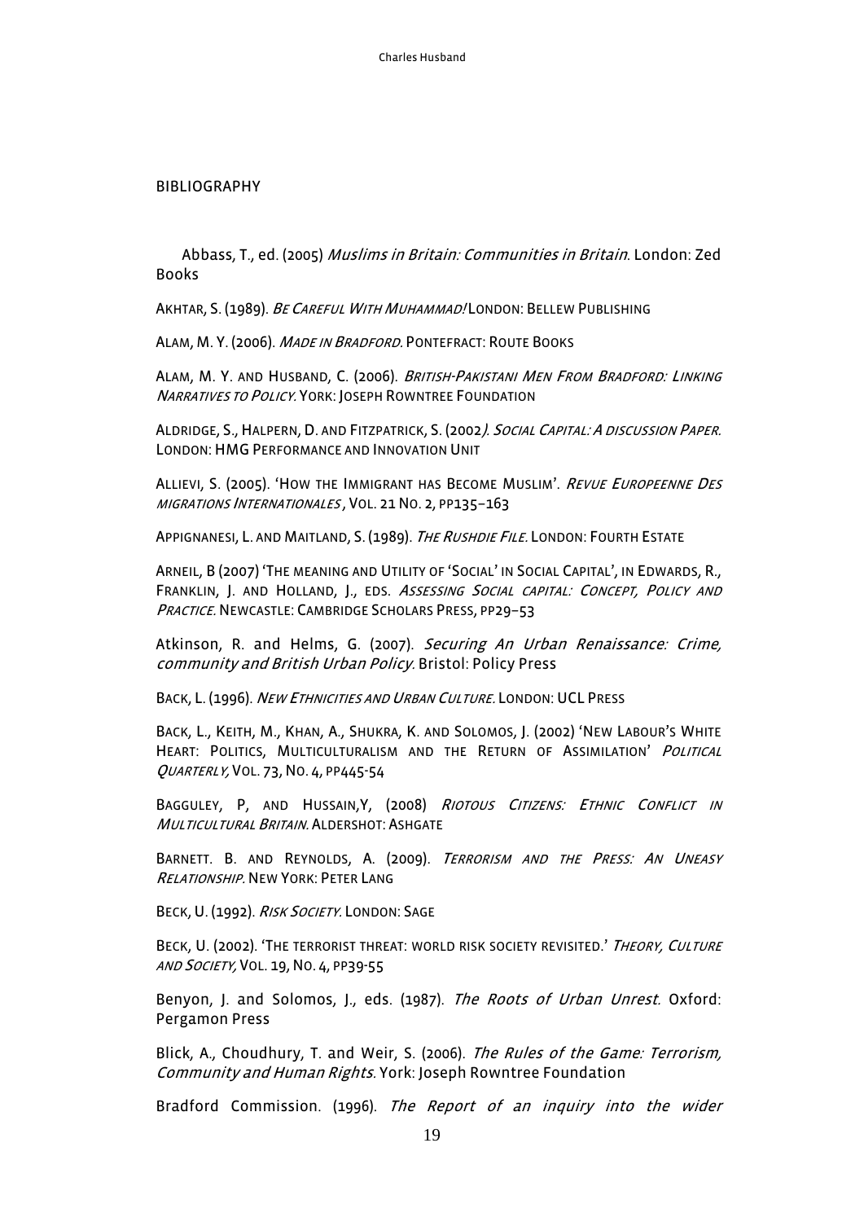## BIBLIOGRAPHY

Abbass, T., ed. (2005) *Muslims in Britain: Communities in Britain.* London: Zed Books

Akhtar, S. (1989). *Be Careful With Muhammad!* London: Bellew Publishing

Alam, M. Y. (2006). *Made in Bradford.* Pontefract: Route Books

Alam, M. Y. and Husband, C. (2006). *British-Pakistani Men From Bradford: Linking Narratives to Policy.* York: Joseph Rowntree Foundation

Aldridge, S., Halpern, D. and Fitzpatrick, S. (2002*). Social Capital: A discussion Paper.* London: HMG Performance and Innovation Unit

Allievi, S. (2005). 'How the Immigrant has Become Muslim'. *Revue Europeenne Des migrations Internationales*, Vol. 21 No. 2, pp135–163

Appignanesi, L. and Maitland, S. (1989). *The Rushdie File.* London: Fourth Estate

Arneil, B (2007) 'The meaning and Utility of 'Social' in Social Capital', in Edwards, R., Franklin, J. and Holland, J., eds. *Assessing Social capital: Concept, Policy and Practice.* Newcastle: Cambridge Scholars Press, pp29–53

Atkinson, R. and Helms, G. (2007). *Securing An Urban Renaissance: Crime, community and British Urban Policy.* Bristol: Policy Press

Back, L. (1996). *New Ethnicities and Urban Culture.* London: UCL Press

Back, L., Keith, M., Khan, A., Shukra, K. and Solomos, J. (2002) 'New Labour's White Heart: Politics, Multiculturalism and the Return of Assimilation' *Political Quarterly,* Vol. 73, No. 4, pp445-54

Bagguley, P, and Hussain,Y, (2008) *Riotous Citizens: Ethnic Conflict in Multicultural Britain.* Aldershot: Ashgate

Barnett. B. and Reynolds, A. (2009). *Terrorism and the Press: An Uneasy Relationship.* New York: Peter Lang

Beck, U. (1992). *Risk Society.* London: Sage

Beck, U. (2002). 'The terrorist threat: world risk society revisited.' *Theory, Culture and Society,* Vol. 19, No. 4, pp39-55

Benyon, J. and Solomos, J., eds. (1987). *The Roots of Urban Unrest.* Oxford: Pergamon Press

Blick, A., Choudhury, T. and Weir, S. (2006). *The Rules of the Game: Terrorism, Community and Human Rights.* York: Joseph Rowntree Foundation

Bradford Commission. (1996). *The Report of an inquiry into the wider*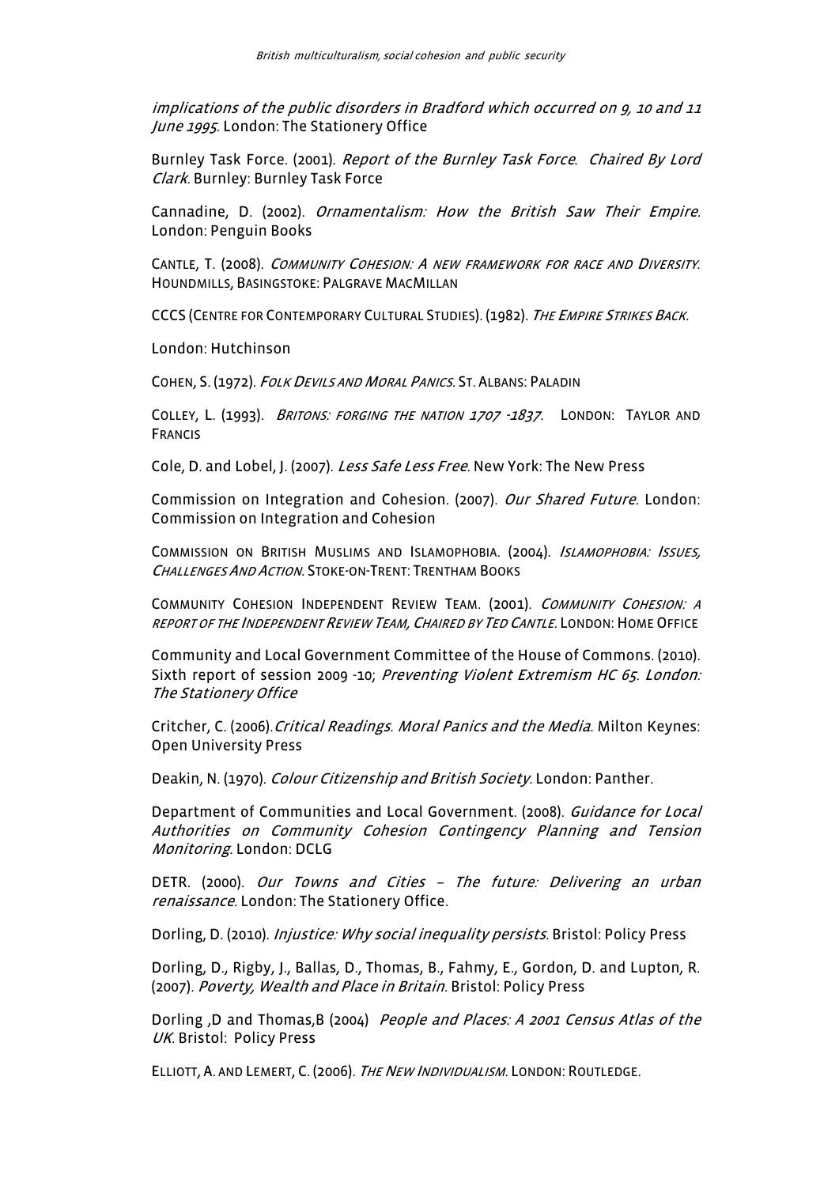*implications of the public disorders in Bradford which occurred on 9, 10 and 11 June 1995*. London: The Stationery Office

Burnley Task Force. (2001). *Report of the Burnley Task Force. Chaired By Lord Clark.* Burnley: Burnley Task Force

Cannadine, D. (2002). *Ornamentalism: How the British Saw Their Empire.* London: Penguin Books

CANTLE, T. (2008). *COMMUNITY COHESION: A NEW FRAMEWORK FOR RACE AND DIVERSITY*. HOUNDMILLS, BASINGSTOKE: PALGRAVE MACMILLAN

CCCS (CENTRE FOR CONTEMPORARY CULTURAL STUDIES). (1982). *THE EMPIRE STRIKES BACK.*

London: Hutchinson

COHEN, S. (1972). *FOLK DEVILS AND MORAL PANICS.* ST. ALBANS: PALADIN

COLLEY, L. (1993). *BRITONS: FORGING THE NATION 1707 -1837.* LONDON: TAYLOR AND FRANCIS

Cole, D. and Lobel, J. (2007). *Less Safe Less Free.* New York: The New Press

Commission on Integration and Cohesion. (2007). *Our Shared Future.* London: Commission on Integration and Cohesion

COMMISSION ON BRITISH MUSLIMS AND ISLAMOPHOBIA. (2004). *ISLAMOPHOBIA: ISSUES, CHALLENGES AND ACTION.* STOKE-ON-TRENT: TRENTHAM BOOKS

COMMUNITY COHESION INDEPENDENT REVIEW TEAM. (2001). *COMMUNITY COHESION: A REPORT OF THE INDEPENDENT REVIEW TEAM, CHAIRED BY TED CANTLE.* LONDON: HOME OFFICE

Community and Local Government Committee of the House of Commons. (2010). Sixth report of session 2009 -10; *Preventing Violent Extremism HC 65. London: The Stationery Office*

Critcher, C. (2006).*Critical Readings. Moral Panics and the Media.* Milton Keynes: Open University Press

Deakin, N. (1970). *Colour Citizenship and British Society.* London: Panther.

Department of Communities and Local Government. (2008). *Guidance for Local Authorities on Community Cohesion Contingency Planning and Tension Monitoring*. London: DCLG

DETR. (2000). *Our Towns and Cities – The future: Delivering an urban renaissance.* London: The Stationery Office.

Dorling, D. (2010). *Injustice: Why social inequality persists.* Bristol: Policy Press

Dorling, D., Rigby, J., Ballas, D., Thomas, B., Fahmy, E., Gordon, D. and Lupton, R. (2007). *Poverty, Wealth and Place in Britain.* Bristol: Policy Press

Dorling ,D and Thomas,B (2004) *People and Places: A 2001 Census Atlas of the UK.* Bristol: Policy Press

ELLIOTT, A. AND LEMERT, C. (2006). *THE NEW INDIVIDUALISM.* LONDON: ROUTLEDGE.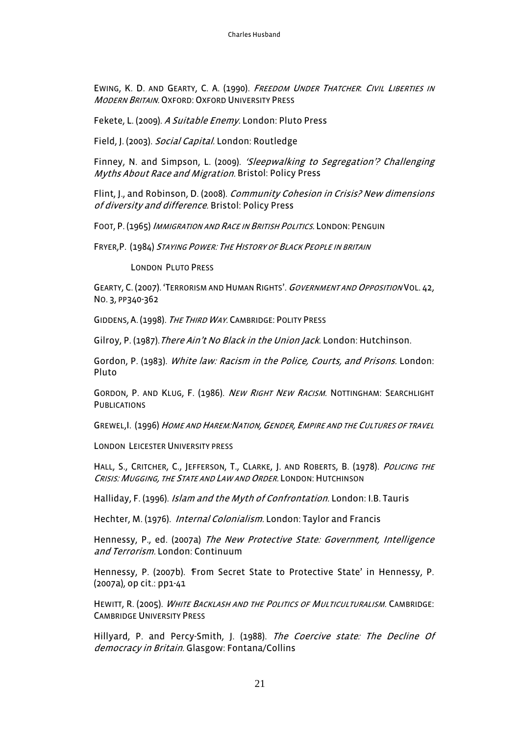Ewing, K. D. and Gearty, C. A. (1990). *Freedom Under Thatcher: Civil Liberties in Modern Britain.* Oxford: Oxford University Press

Fekete, L. (2009). *A Suitable Enemy.* London: Pluto Press

Field, J. (2003). *Social Capital.* London: Routledge

Finney, N. and Simpson, L. (2009). *'Sleepwalking to Segregation'? Challenging Myths About Race and Migration.* Bristol: Policy Press

Flint, J., and Robinson, D. (2008). *Community Cohesion in Crisis? New dimensions of diversity and difference.* Bristol: Policy Press

Foot, P. (1965) *Immigration and Race in British Politics.* London: Penguin

Fryer,P. (1984) *Staying Power: The History of Black People in britain*

London Pluto Press

Gearty, C. (2007). 'Terrorism and Human Rights'. *Government and Opposition* Vol. 42, No. 3, pp340-362

Giddens, A. (1998). *The Third Way.* Cambridge: Polity Press

Gilroy, P. (1987).*There Ain't No Black in the Union Jack.* London: Hutchinson.

Gordon, P. (1983). *White law: Racism in the Police, Courts, and Prisons.* London: Pluto

Gordon, P. and Klug, F. (1986). *New Right New Racism.* Nottingham: Searchlight Publications

Grewel,I. (1996) *Home and Harem:Nation, Gender, Empire and the Cultures of travel*

London Leicester University press

Hall, S., Critcher, C., Jefferson, T., Clarke, J. and Roberts, B. (1978). *Policing the Crisis: Mugging, the State and Law and Order.* London: Hutchinson

Halliday, F. (1996). *Islam and the Myth of Confrontation.* London: I.B. Tauris

Hechter, M. (1976). *Internal Colonialism.* London: Taylor and Francis

Hennessy, P., ed. (2007a) *The New Protective State: Government, Intelligence and Terrorism.* London: Continuum

Hennessy, P. (2007b). 'From Secret State to Protective State' in Hennessy, P. (2007a), op cit.: pp1-41

Hewitt, R. (2005). *White Backlash and the Politics of Multiculturalism.* Cambridge: Cambridge University Press

Hillyard, P. and Percy-Smith, J. (1988). *The Coercive state: The Decline Of democracy in Britain.* Glasgow: Fontana/Collins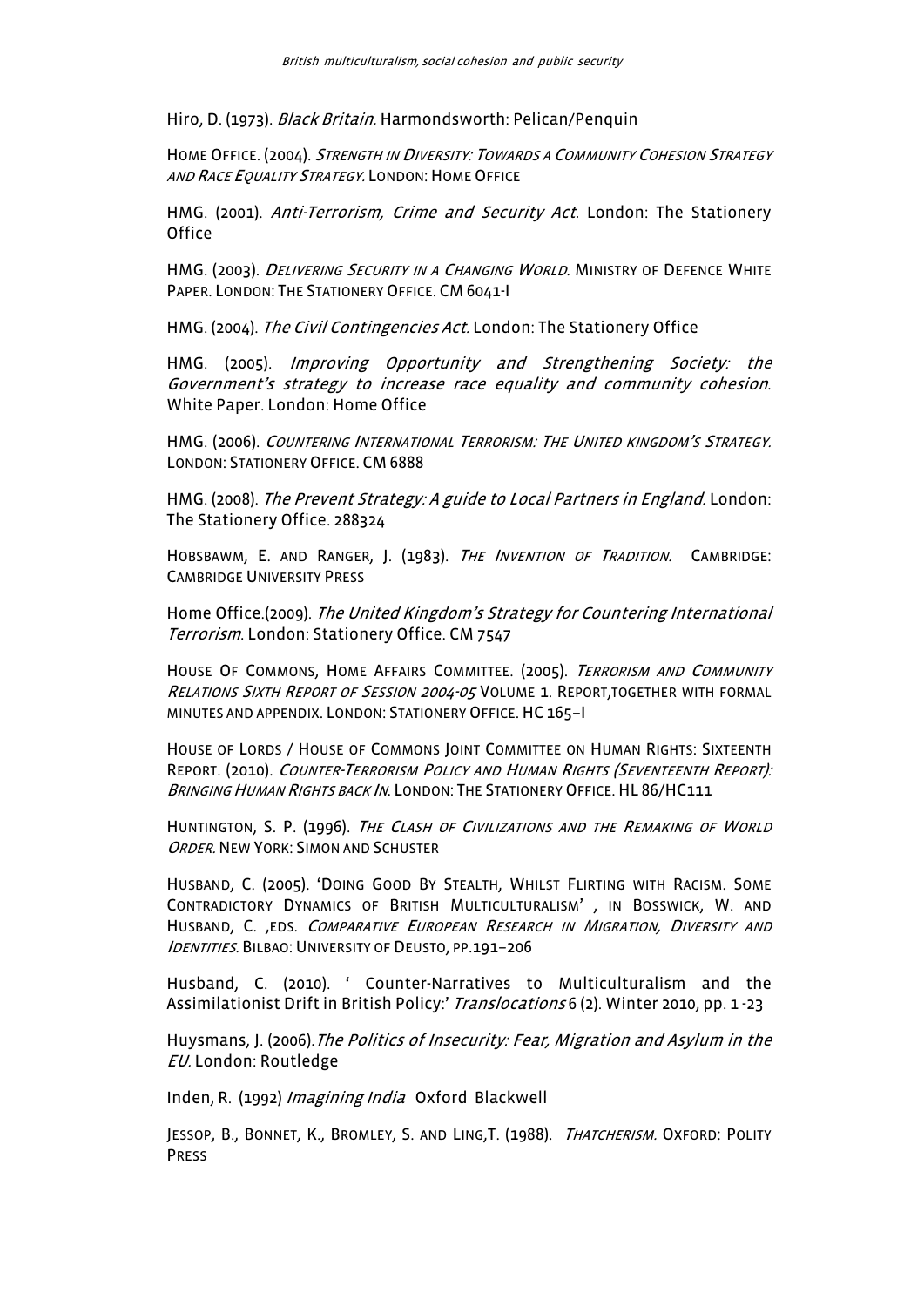Hiro, D. (1973). *Black Britain.* Harmondsworth: Pelican/Penquin

HOME OFFICE. (2004). *STRENGTH IN DIVERSITY: TOWARDS A COMMUNITY COHESION STRATEGY AND RACE EQUALITY STRATEGY.* LONDON: HOME OFFICE

HMG. (2001). *Anti-Terrorism, Crime and Security Act.* London: The Stationery Office

HMG. (2003). *DELIVERING SECURITY IN A CHANGING WORLD.* MINISTRY OF DEFENCE WHITE PAPER. LONDON: THE STATIONERY OFFICE. CM 6041-I

HMG. (2004). *The Civil Contingencies Act.* London: The Stationery Office

HMG. (2005). *Improving Opportunity and Strengthening Society: the Government's strategy to increase race equality and community cohesion.* White Paper. London: Home Office

HMG. (2006). *COUNTERING INTERNATIONAL TERRORISM: THE UNITED KINGDOM'S STRATEGY.* LONDON: STATIONERY OFFICE. CM 6888

HMG. (2008). *The Prevent Strategy: A guide to Local Partners in England.* London: The Stationery Office. 288324

HOBSBAWM, E. AND RANGER, J. (1983). *THE INVENTION OF TRADITION.* CAMBRIDGE: CAMBRIDGE UNIVERSITY PRESS

Home Office.(2009). *The United Kingdom's Strategy for Countering International Terrorism.* London: Stationery Office. CM 7547

HOUSE OF COMMONS, HOME AFFAIRS COMMITTEE. (2005). *TERRORISM AND COMMUNITY RELATIONS SIXTH REPORT OF SESSION 2004-05* VOLUME 1. REPORT,TOGETHER WITH FORMAL MINUTES AND APPENDIX. LONDON: STATIONERY OFFICE. HC 165–I

HOUSE OF LORDS / HOUSE OF COMMONS JOINT COMMITTEE ON HUMAN RIGHTS: SIXTEENTH REPORT. (2010). *COUNTER-TERRORISM POLICY AND HUMAN RIGHTS (SEVENTEENTH REPORT): BRINGING HUMAN RIGHTS BACK IN.* LONDON: THE STATIONERY OFFICE. HL 86/HC111

HUNTINGTON, S. P. (1996). *THE CLASH OF CIVILIZATIONS AND THE REMAKING OF WORLD ORDER.* NEW YORK: SIMON AND SCHUSTER

HUSBAND, C. (2005). 'DOING GOOD BY STEALTH, WHILST FLIRTING WITH RACISM. SOME CONTRADICTORY DYNAMICS OF BRITISH MULTICULTURALISM' , IN BOSSWICK, W. AND HUSBAND, C. ,EDS. *COMPARATIVE EUROPEAN RESEARCH IN MIGRATION, DIVERSITY AND IDENTITIES.* BILBAO: UNIVERSITY OF DEUSTO, PP.191–206

Husband, C. (2010). ' Counter-Narratives to Multiculturalism and the Assimilationist Drift in British Policy:' *Translocations* 6 (2). Winter 2010, pp. 1 -23

Huysmans, J. (2006).*The Politics of Insecurity: Fear, Migration and Asylum in the EU.* London: Routledge

Inden, R. (1992) *Imagining India* Oxford Blackwell

JESSOP, B., BONNET, K., BROMLEY, S. AND LING,T. (1988). *THATCHERISM.* OXFORD: POLITY PRESS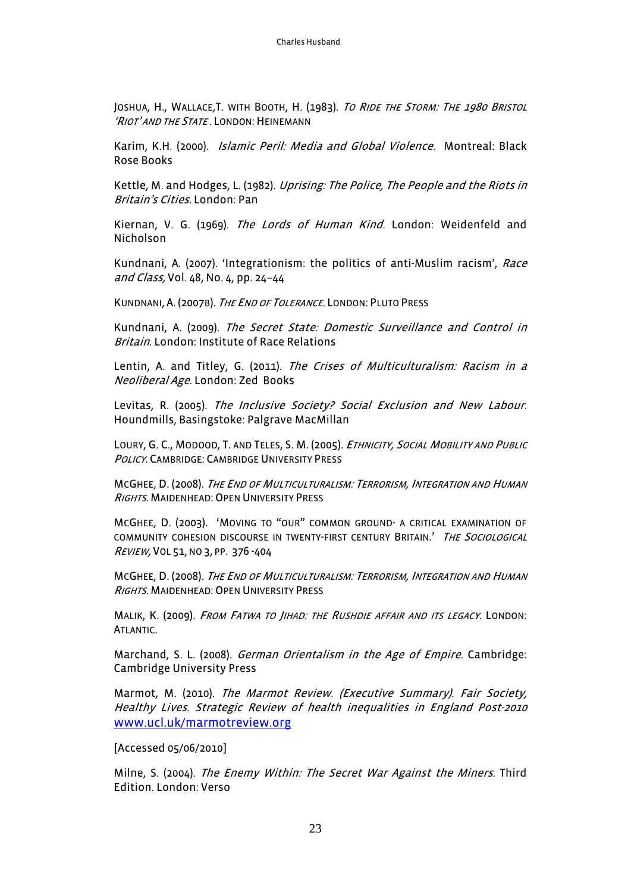Joshua, H., Wallace,T. with Booth, H. (1983). *To Ride the Storm: The 1980 Bristol 'Riot' and the State*. London: Heinemann

Karim, K.H. (2000). *Islamic Peril: Media and Global Violence.* Montreal: Black Rose Books

Kettle, M. and Hodges, L. (1982). *Uprising: The Police, The People and the Riots in Britain's Cities.* London: Pan

Kiernan, V. G. (1969). *The Lords of Human Kind.* London: Weidenfeld and Nicholson

Kundnani, A. (2007). 'Integrationism: the politics of anti-Muslim racism', *Race and Class,* Vol. 48, No. 4, pp. 24–44

Kundnani, A. (2007b). *The End of Tolerance.* London: Pluto Press

Kundnani, A. (2009). *The Secret State: Domestic Surveillance and Control in Britain.* London: Institute of Race Relations

Lentin, A. and Titley, G. (2011). *The Crises of Multiculturalism: Racism in a Neoliberal Age.* London: Zed Books

Levitas, R. (2005). *The Inclusive Society? Social Exclusion and New Labour.* Houndmills, Basingstoke: Palgrave MacMillan

Loury, G. C., Modood, T. and Teles, S. M. (2005). *Ethnicity, Social Mobility and Public Policy.* Cambridge: Cambridge University Press

McGhee, D. (2008). *The End of Multiculturalism: Terrorism, Integration and Human Rights.* Maidenhead: Open University Press

McGhee, D. (2003). 'Moving to "our" common ground- a critical examination of community cohesion discourse in twenty-first century Britain.' *The Sociological Review,* Vol 51, No 3, pp. 376 -404

McGhee, D. (2008). *The End of Multiculturalism: Terrorism, Integration and Human Rights.* Maidenhead: Open University Press

Malik, K. (2009). *From Fatwa to Jihad: the Rushdie affair and its legacy.* London: Atlantic.

Marchand, S. L. (2008). *German Orientalism in the Age of Empire.* Cambridge: Cambridge University Press

Marmot, M. (2010). *The Marmot Review. (Executive Summary). Fair Society, Healthy Lives. Strategic Review of health inequalities in England Post-2010* [www.ucl.uk/marmotreview.org](www.ucl.uk/marmotreview.org)

[Accessed 05/06/2010]

Milne, S. (2004). *The Enemy Within: The Secret War Against the Miners.* Third Edition. London: Verso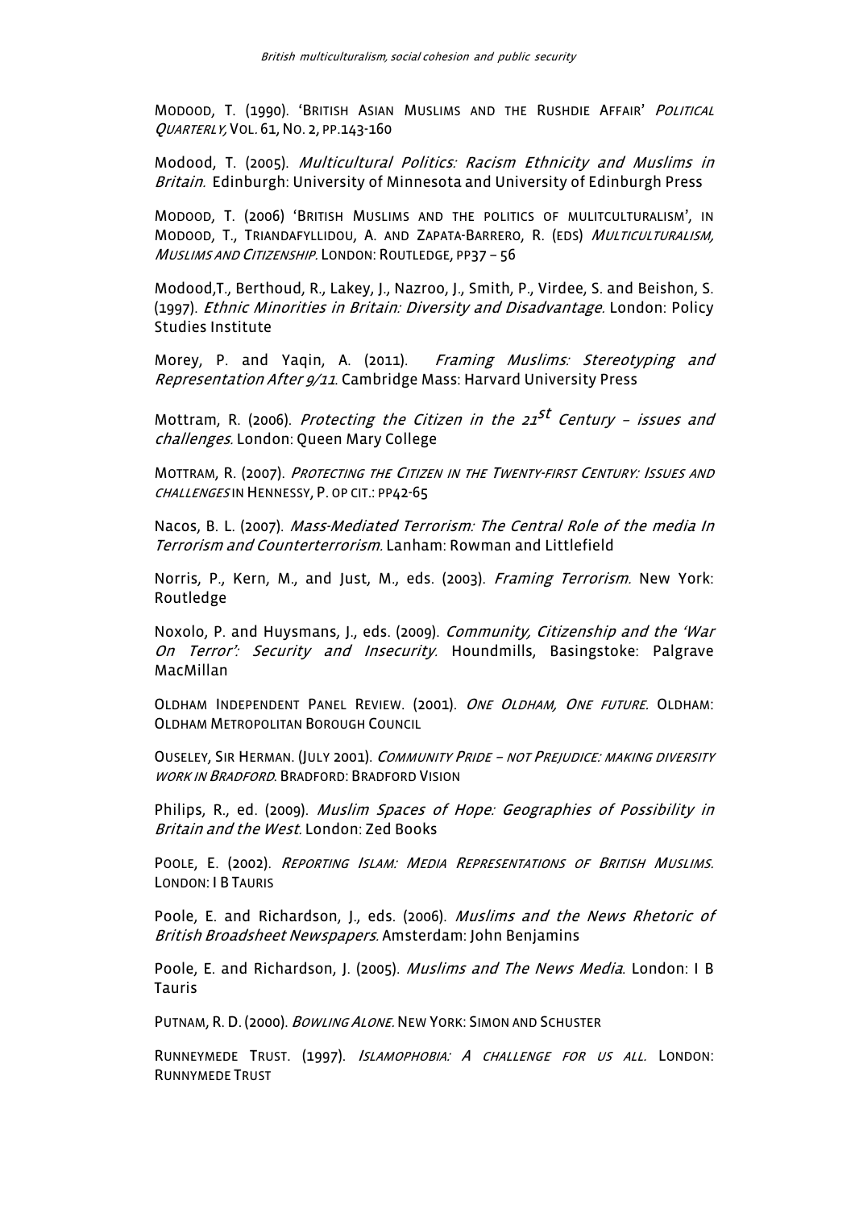Modood, T. (1990). 'British Asian Muslims and the Rushdie Affair' *Political Quarterly*, Vol. 61, No. 2, pp.143-160

Modood, T. (2005). *Multicultural Politics: Racism Ethnicity and Muslims in Britain.* Edinburgh: University of Minnesota and University of Edinburgh Press

Modood, T. (2006) 'British Muslims and the politics of mulitculturalism', in Modood, T., Triandafyllidou, A. and Zapata-Barrero, R. (eds) *Multiculturalism, Muslims and Citizenship*. London: Routledge, pp37 – 56

Modood,T., Berthoud, R., Lakey, J., Nazroo, J., Smith, P., Virdee, S. and Beishon, S. (1997). *Ethnic Minorities in Britain: Diversity and Disadvantage*. London: Policy Studies Institute

Morey, P. and Yaqin, A. (2011). *Framing Muslims: Stereotyping and Representation After 9/11*. Cambridge Mass: Harvard University Press

Mottram, R. (2006). *Protecting the Citizen in the 21st Century – issues and challenges.* London: Queen Mary College

Mottram, R. (2007). *Protecting the Citizen in the Twenty-first Century: Issues and challenges* in Hennessy, P. op cit.: pp42-65

Nacos, B. L. (2007). *Mass-Mediated Terrorism: The Central Role of the media In Terrorism and Counterterrorism.* Lanham: Rowman and Littlefield

Norris, P., Kern, M., and Just, M., eds. (2003). *Framing Terrorism.* New York: Routledge

Noxolo, P. and Huysmans, J., eds. (2009). *Community, Citizenship and the 'War On Terror': Security and Insecurity.* Houndmills, Basingstoke: Palgrave MacMillan

Oldham Independent Panel Review. (2001). *One Oldham, One future.* Oldham: Oldham Metropolitan Borough Council

Ouseley, Sir Herman. (July 2001). *Community Pride – not Prejudice: making diversity work in Bradford*. Bradford: Bradford Vision

Philips, R., ed. (2009). *Muslim Spaces of Hope: Geographies of Possibility in Britain and the West.* London: Zed Books

Poole, E. (2002). *Reporting Islam: Media Representations of British Muslims.* London: I B Tauris

Poole, E. and Richardson, J., eds. (2006). *Muslims and the News Rhetoric of British Broadsheet Newspapers.* Amsterdam: John Benjamins

Poole, E. and Richardson, J. (2005). *Muslims and The News Media*. London: I B Tauris

Putnam, R. D. (2000). *Bowling Alone.* New York: Simon and Schuster

Runneymede Trust. (1997). *Islamophobia: A challenge for us all.* London: Runnymede Trust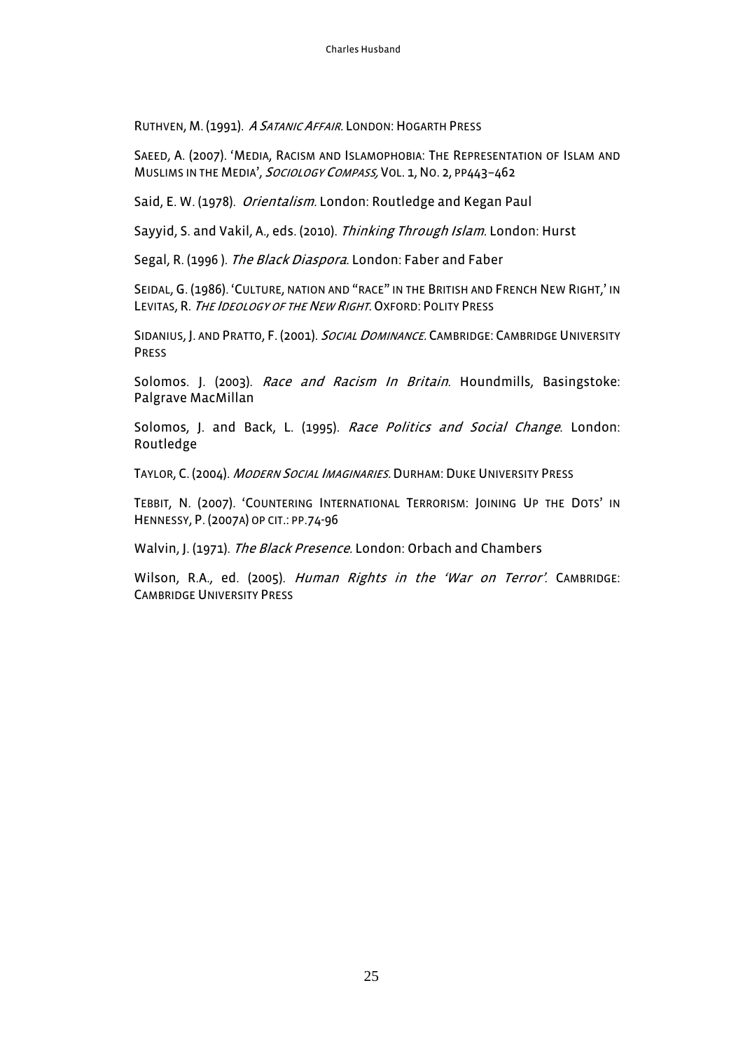Ruthven, M. (1991). *A Satanic Affair.* London: Hogarth Press

Saeed, A. (2007). 'Media, Racism and Islamophobia: The Representation of Islam and Muslims in the Media', *Sociology Compass,* Vol. 1, No. 2, pp443–462

Said, E. W. (1978). *Orientalism.* London: Routledge and Kegan Paul

Sayyid, S. and Vakil, A., eds. (2010). *Thinking Through Islam.* London: Hurst

Segal, R. (1996 ). *The Black Diaspora.* London: Faber and Faber

Seidal, G. (1986). 'Culture, nation and "race" in the British and French New Right,' in Levitas, R. *The Ideology of the New Right.* Oxford: Polity Press

Sidanius, J. and Pratto, F. (2001). *Social Dominance.* Cambridge: Cambridge University Press

Solomos. J. (2003). *Race and Racism In Britain.* Houndmills, Basingstoke: Palgrave MacMillan

Solomos, J. and Back, L. (1995). *Race Politics and Social Change*. London: Routledge

Taylor, C. (2004). *Modern Social Imaginaries.* Durham: Duke University Press

Tebbit, N. (2007). 'Countering International Terrorism: Joining Up the Dots' in Hennessy, P. (2007a) op cit.: pp.74-96

Walvin, J. (1971). *The Black Presence.* London: Orbach and Chambers

Wilson, R.A., ed. (2005). *Human Rights in the 'War on Terror'.* Cambridge: Cambridge University Press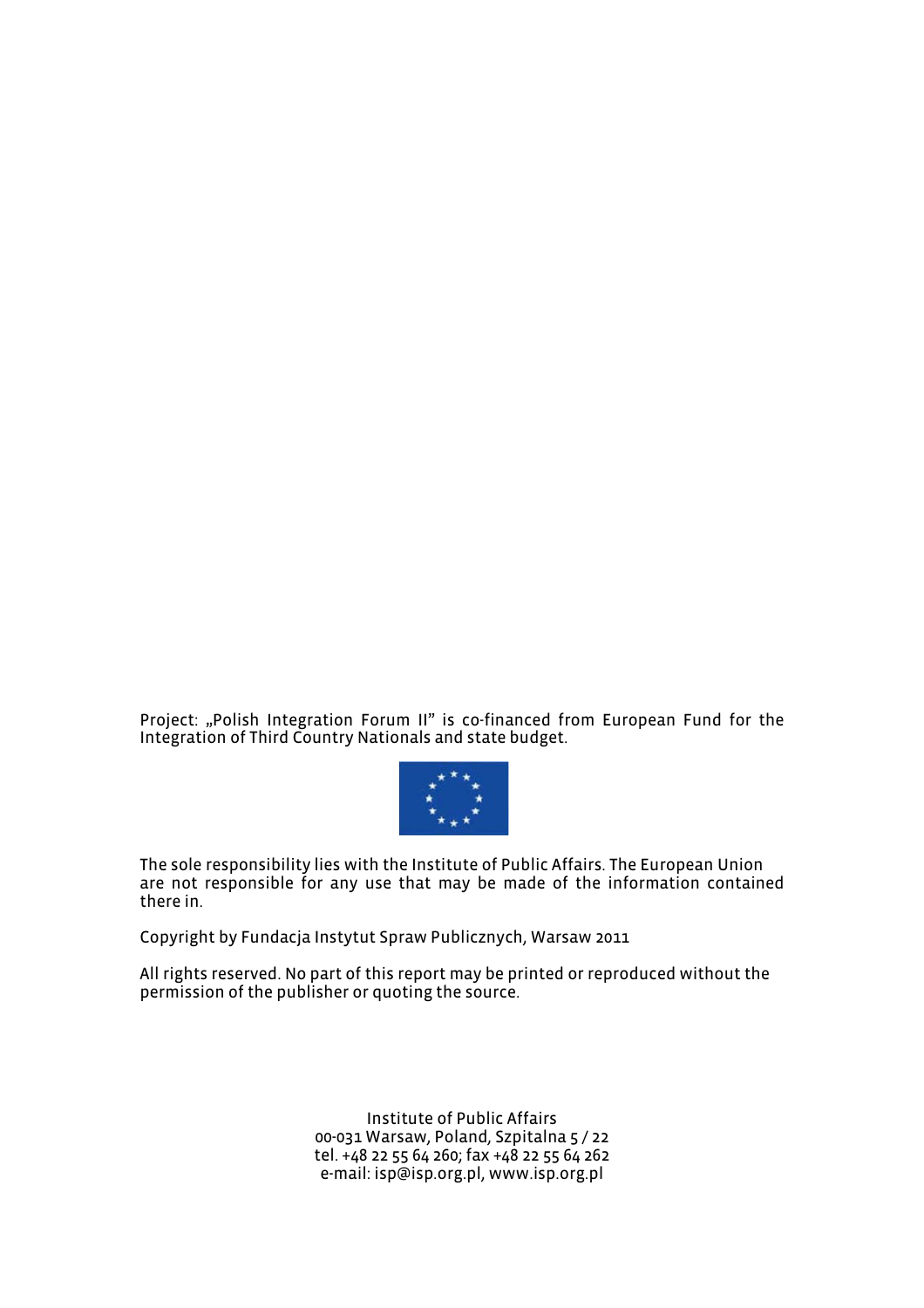Project: „Polish Integration Forum II" is co-financed from European Fund for the Integration of Third Country Nationals and state budget.

The sole responsibility lies with the Institute of Public Affairs. The European Union are not responsible for any use that may be made of the information contained there in.

Copyright by Fundacja Instytut Spraw Publicznych, Warsaw 2011

All rights reserved. No part of this report may be printed or reproduced without the permission of the publisher or quoting the source.

Institute of Public Affairs
00-031 Warsaw, Poland, Szpitalna 5 / 22
tel. +48 22 55 64 260; fax +48 22 55 64 262
e-mail: isp@isp.org.pl, www.isp.org.pl